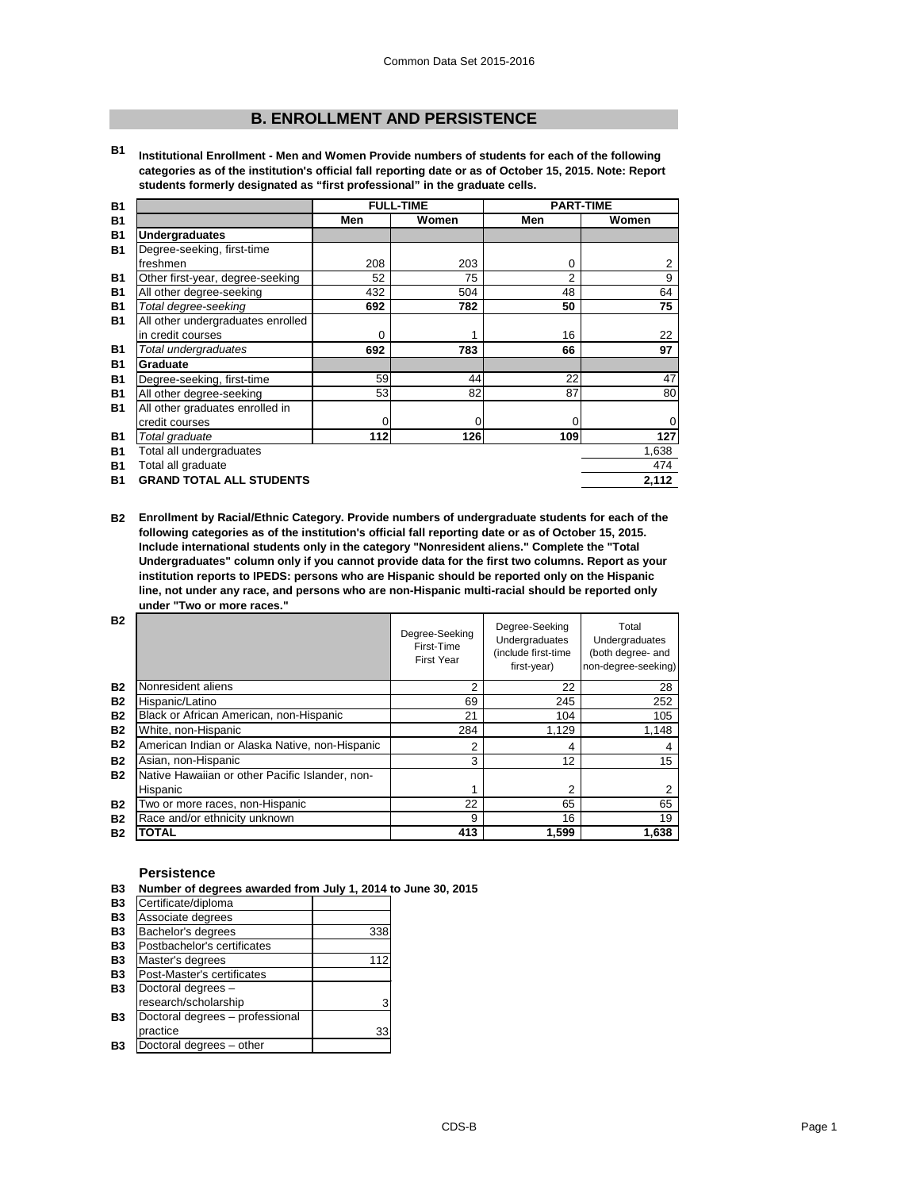# B. ENROLLMENT AND PERSISTENCE

**B1 Institutional Enrollment - Men and Women Provide numbers of students for each of the following categories as of the institution's official fall reporting date or as of October 15, 2015. Note: Report students formerly designated as "first professional" in the graduate cells.**

| | FULL-TIME | | PART-TIME | |
|---|---|---|---|---|
| | Men | Women | Men | Women |
| **Undergraduates** | | | | |
| Degree-seeking, first-time freshmen | 208 | 203 | 0 | 2 |
| Other first-year, degree-seeking | 52 | 75 | 2 | 9 |
| All other degree-seeking | 432 | 504 | 48 | 64 |
| *Total degree-seeking* | **692** | **782** | **50** | **75** |
| All other undergraduates enrolled in credit courses | 0 | 1 | 16 | 22 |
| *Total undergraduates* | **692** | **783** | **66** | **97** |
| **Graduate** | | | | |
| Degree-seeking, first-time | 59 | 44 | 22 | 47 |
| All other degree-seeking | 53 | 82 | 87 | 80 |
| All other graduates enrolled in credit courses | 0 | 0 | 0 | 0 |
| *Total graduate* | **112** | **126** | **109** | **127** |
| Total all undergraduates | | | | 1,638 |
| Total all graduate | | | | 474 |
| **GRAND TOTAL ALL STUDENTS** | | | | **2,112** |

**B2 Enrollment by Racial/Ethnic Category. Provide numbers of undergraduate students for each of the following categories as of the institution's official fall reporting date or as of October 15, 2015. Include international students only in the category "Nonresident aliens." Complete the "Total Undergraduates" column only if you cannot provide data for the first two columns. Report as your institution reports to IPEDS: persons who are Hispanic should be reported only on the Hispanic line, not under any race, and persons who are non-Hispanic multi-racial should be reported only under "Two or more races."**

| | Degree-Seeking First-Time First Year | Degree-Seeking Undergraduates (include first-time first-year) | Total Undergraduates (both degree- and non-degree-seeking) |
|---|---|---|---|
| Nonresident aliens | 2 | 22 | 28 |
| Hispanic/Latino | 69 | 245 | 252 |
| Black or African American, non-Hispanic | 21 | 104 | 105 |
| White, non-Hispanic | 284 | 1,129 | 1,148 |
| American Indian or Alaska Native, non-Hispanic | 2 | 4 | 4 |
| Asian, non-Hispanic | 3 | 12 | 15 |
| Native Hawaiian or other Pacific Islander, non-Hispanic | 1 | 2 | 2 |
| Two or more races, non-Hispanic | 22 | 65 | 65 |
| Race and/or ethnicity unknown | 9 | 16 | 19 |
| **TOTAL** | **413** | **1,599** | **1,638** |

## Persistence

**B3 Number of degrees awarded from July 1, 2014 to June 30, 2015**

| | |
|---|---|
| Certificate/diploma | |
| Associate degrees | |
| Bachelor's degrees | 338 |
| Postbachelor's certificates | |
| Master's degrees | 112 |
| Post-Master's certificates | |
| Doctoral degrees – research/scholarship | 3 |
| Doctoral degrees – professional practice | 33 |
| Doctoral degrees – other | |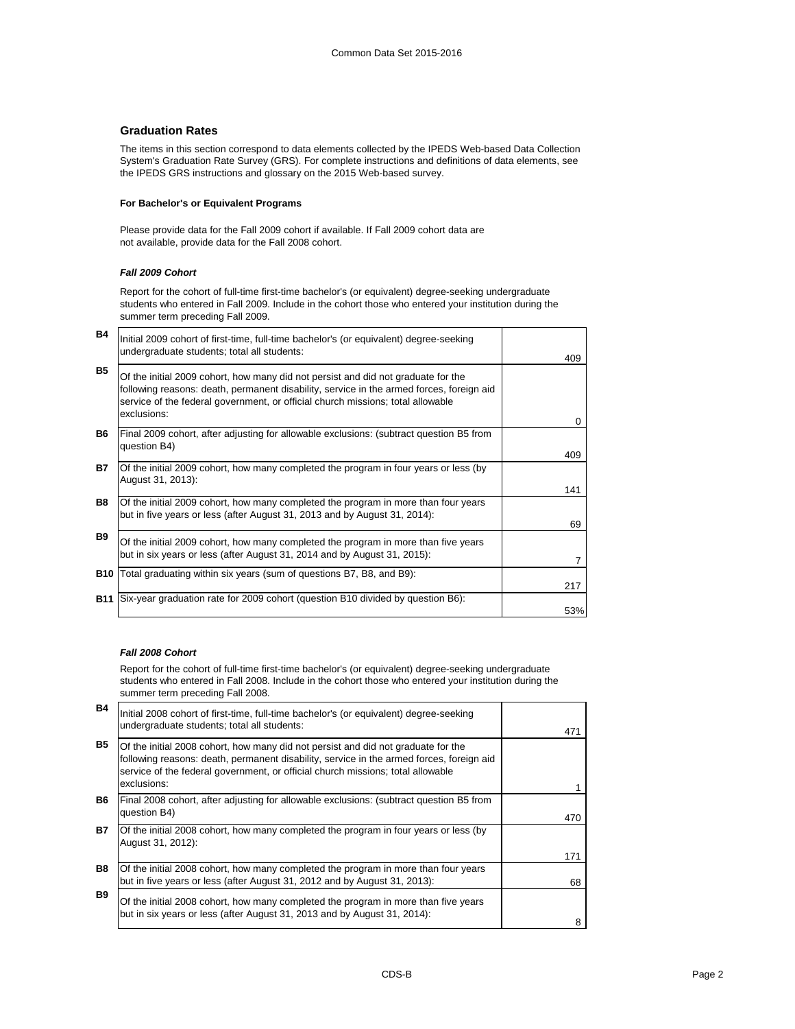## Graduation Rates

The items in this section correspond to data elements collected by the IPEDS Web-based Data Collection System's Graduation Rate Survey (GRS). For complete instructions and definitions of data elements, see the IPEDS GRS instructions and glossary on the 2015 Web-based survey.

#### For Bachelor's or Equivalent Programs

Please provide data for the Fall 2009 cohort if available. If Fall 2009 cohort data are not available, provide data for the Fall 2008 cohort.

#### *Fall 2009 Cohort*

Report for the cohort of full-time first-time bachelor's (or equivalent) degree-seeking undergraduate students who entered in Fall 2009. Include in the cohort those who entered your institution during the summer term preceding Fall 2009.

| | | |
|---|---|---|
| **B4** | Initial 2009 cohort of first-time, full-time bachelor's (or equivalent) degree-seeking undergraduate students; total all students: | 409 |
| **B5** | Of the initial 2009 cohort, how many did not persist and did not graduate for the following reasons: death, permanent disability, service in the armed forces, foreign aid service of the federal government, or official church missions; total allowable exclusions: | 0 |
| **B6** | Final 2009 cohort, after adjusting for allowable exclusions: (subtract question B5 from question B4) | 409 |
| **B7** | Of the initial 2009 cohort, how many completed the program in four years or less (by August 31, 2013): | 141 |
| **B8** | Of the initial 2009 cohort, how many completed the program in more than four years but in five years or less (after August 31, 2013 and by August 31, 2014): | 69 |
| **B9** | Of the initial 2009 cohort, how many completed the program in more than five years but in six years or less (after August 31, 2014 and by August 31, 2015): | 7 |
| **B10** | Total graduating within six years (sum of questions B7, B8, and B9): | 217 |
| **B11** | Six-year graduation rate for 2009 cohort (question B10 divided by question B6): | 53% |

#### *Fall 2008 Cohort*

Report for the cohort of full-time first-time bachelor's (or equivalent) degree-seeking undergraduate students who entered in Fall 2008. Include in the cohort those who entered your institution during the summer term preceding Fall 2008.

| | | |
|---|---|---|
| **B4** | Initial 2008 cohort of first-time, full-time bachelor's (or equivalent) degree-seeking undergraduate students; total all students: | 471 |
| **B5** | Of the initial 2008 cohort, how many did not persist and did not graduate for the following reasons: death, permanent disability, service in the armed forces, foreign aid service of the federal government, or official church missions; total allowable exclusions: | 1 |
| **B6** | Final 2008 cohort, after adjusting for allowable exclusions: (subtract question B5 from question B4) | 470 |
| **B7** | Of the initial 2008 cohort, how many completed the program in four years or less (by August 31, 2012): | 171 |
| **B8** | Of the initial 2008 cohort, how many completed the program in more than four years but in five years or less (after August 31, 2012 and by August 31, 2013): | 68 |
| **B9** | Of the initial 2008 cohort, how many completed the program in more than five years but in six years or less (after August 31, 2013 and by August 31, 2014): | 8 |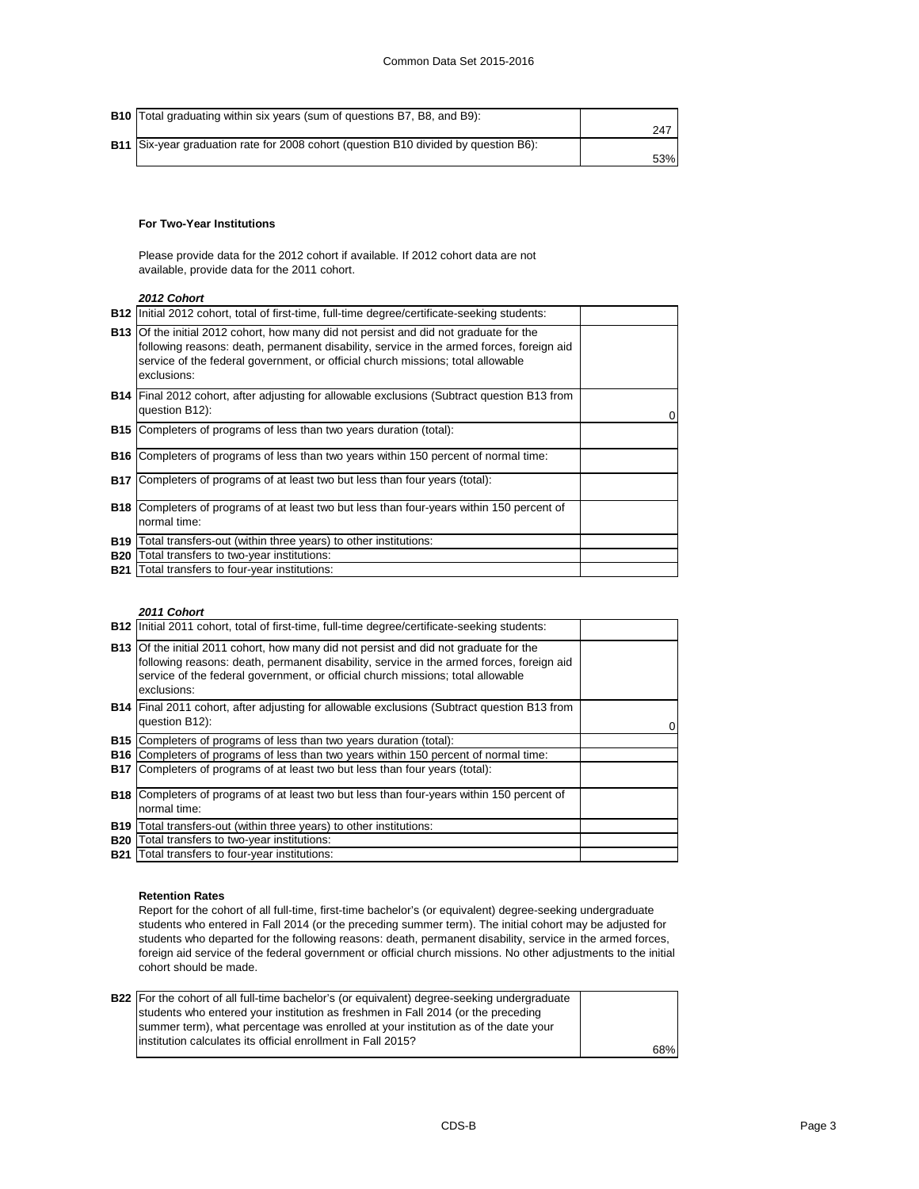| | | |
|---|---|---|
| **B10** | Total graduating within six years (sum of questions B7, B8, and B9): | 247 |
| **B11** | Six-year graduation rate for 2008 cohort (question B10 divided by question B6): | 53% |

### For Two-Year Institutions

Please provide data for the 2012 cohort if available. If 2012 cohort data are not available, provide data for the 2011 cohort.

***2012 Cohort***

| | | |
|---|---|---|
| **B12** | Initial 2012 cohort, total of first-time, full-time degree/certificate-seeking students: | |
| **B13** | Of the initial 2012 cohort, how many did not persist and did not graduate for the following reasons: death, permanent disability, service in the armed forces, foreign aid service of the federal government, or official church missions; total allowable exclusions: | |
| **B14** | Final 2012 cohort, after adjusting for allowable exclusions (Subtract question B13 from question B12): | 0 |
| **B15** | Completers of programs of less than two years duration (total): | |
| **B16** | Completers of programs of less than two years within 150 percent of normal time: | |
| **B17** | Completers of programs of at least two but less than four years (total): | |
| **B18** | Completers of programs of at least two but less than four-years within 150 percent of normal time: | |
| **B19** | Total transfers-out (within three years) to other institutions: | |
| **B20** | Total transfers to two-year institutions: | |
| **B21** | Total transfers to four-year institutions: | |

***2011 Cohort***

| | | |
|---|---|---|
| **B12** | Initial 2011 cohort, total of first-time, full-time degree/certificate-seeking students: | |
| **B13** | Of the initial 2011 cohort, how many did not persist and did not graduate for the following reasons: death, permanent disability, service in the armed forces, foreign aid service of the federal government, or official church missions; total allowable exclusions: | |
| **B14** | Final 2011 cohort, after adjusting for allowable exclusions (Subtract question B13 from question B12): | 0 |
| **B15** | Completers of programs of less than two years duration (total): | |
| **B16** | Completers of programs of less than two years within 150 percent of normal time: | |
| **B17** | Completers of programs of at least two but less than four years (total): | |
| **B18** | Completers of programs of at least two but less than four-years within 150 percent of normal time: | |
| **B19** | Total transfers-out (within three years) to other institutions: | |
| **B20** | Total transfers to two-year institutions: | |
| **B21** | Total transfers to four-year institutions: | |

### Retention Rates

Report for the cohort of all full-time, first-time bachelor's (or equivalent) degree-seeking undergraduate students who entered in Fall 2014 (or the preceding summer term). The initial cohort may be adjusted for students who departed for the following reasons: death, permanent disability, service in the armed forces, foreign aid service of the federal government or official church missions. No other adjustments to the initial cohort should be made.

| | | |
|---|---|---|
| **B22** | For the cohort of all full-time bachelor's (or equivalent) degree-seeking undergraduate students who entered your institution as freshmen in Fall 2014 (or the preceding summer term), what percentage was enrolled at your institution as of the date your institution calculates its official enrollment in Fall 2015? | 68% |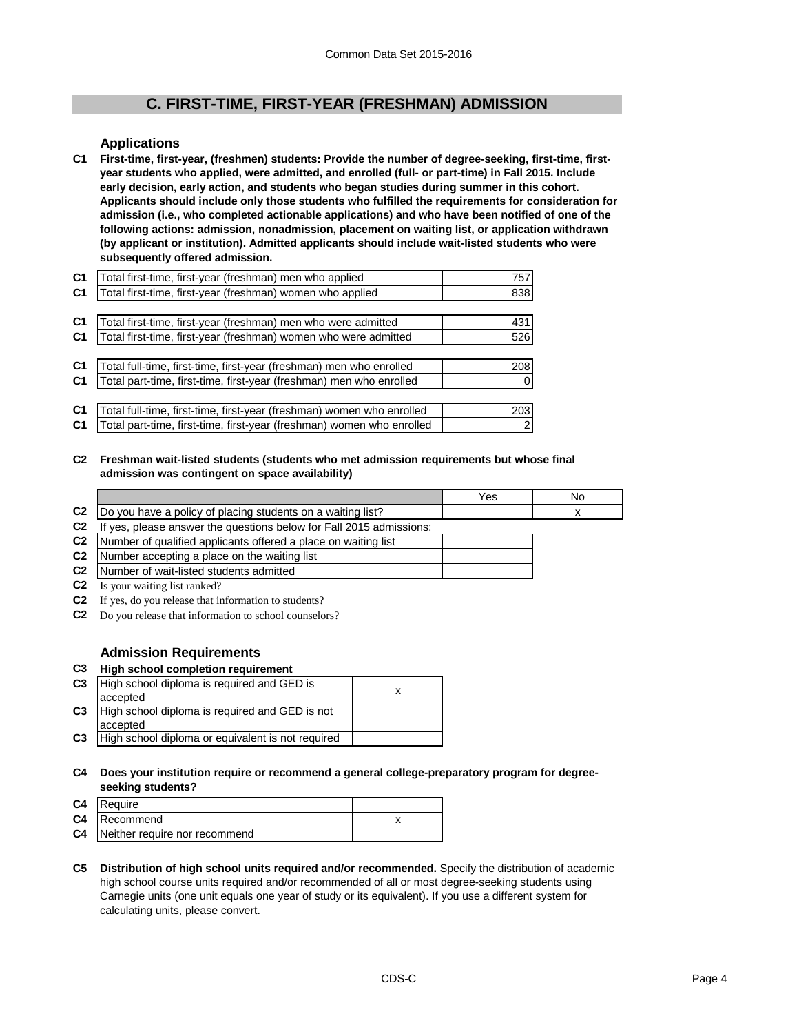## C. FIRST-TIME, FIRST-YEAR (FRESHMAN) ADMISSION

### Applications

**C1 First-time, first-year, (freshmen) students: Provide the number of degree-seeking, first-time, first-year students who applied, were admitted, and enrolled (full- or part-time) in Fall 2015. Include early decision, early action, and students who began studies during summer in this cohort. Applicants should include only those students who fulfilled the requirements for consideration for admission (i.e., who completed actionable applications) and who have been notified of one of the following actions: admission, nonadmission, placement on waiting list, or application withdrawn (by applicant or institution). Admitted applicants should include wait-listed students who were subsequently offered admission.**

| | | |
|---|---|---|
| C1 | Total first-time, first-year (freshman) men who applied | 757 |
| C1 | Total first-time, first-year (freshman) women who applied | 838 |
| C1 | Total first-time, first-year (freshman) men who were admitted | 431 |
| C1 | Total first-time, first-year (freshman) women who were admitted | 526 |
| C1 | Total full-time, first-time, first-year (freshman) men who enrolled | 208 |
| C1 | Total part-time, first-time, first-year (freshman) men who enrolled | 0 |
| C1 | Total full-time, first-time, first-year (freshman) women who enrolled | 203 |
| C1 | Total part-time, first-time, first-year (freshman) women who enrolled | 2 |

**C2 Freshman wait-listed students (students who met admission requirements but whose final admission was contingent on space availability)**

| | | Yes | No |
|---|---|---|---|
| C2 | Do you have a policy of placing students on a waiting list? | | x |
| C2 | If yes, please answer the questions below for Fall 2015 admissions: | | |
| C2 | Number of qualified applicants offered a place on waiting list | | |
| C2 | Number accepting a place on the waiting list | | |
| C2 | Number of wait-listed students admitted | | |
| C2 | Is your waiting list ranked? | | |
| C2 | If yes, do you release that information to students? | | |
| C2 | Do you release that information to school counselors? | | |

### Admission Requirements

**C3 High school completion requirement**

| | | |
|---|---|---|
| C3 | High school diploma is required and GED is accepted | x |
| C3 | High school diploma is required and GED is not accepted | |
| C3 | High school diploma or equivalent is not required | |

**C4 Does your institution require or recommend a general college-preparatory program for degree-seeking students?**

| | | |
|---|---|---|
| C4 | Require | |
| C4 | Recommend | x |
| C4 | Neither require nor recommend | |

**C5 Distribution of high school units required and/or recommended.** Specify the distribution of academic high school course units required and/or recommended of all or most degree-seeking students using Carnegie units (one unit equals one year of study or its equivalent). If you use a different system for calculating units, please convert.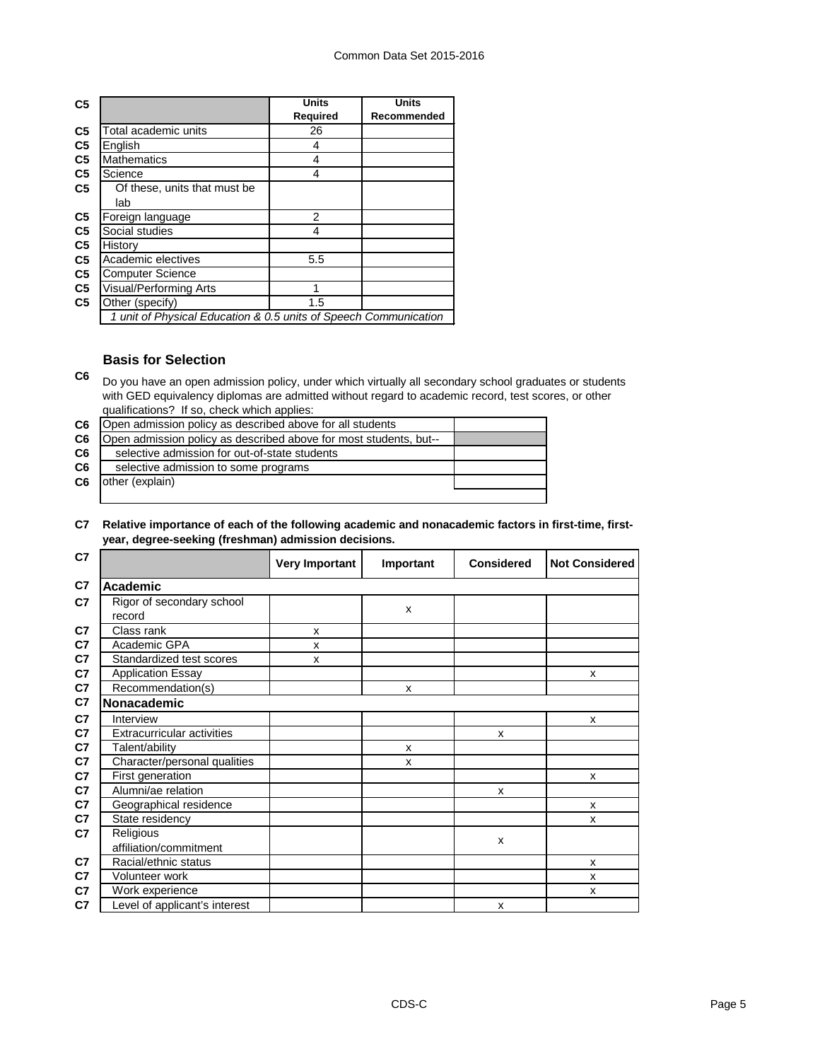| C5 | | Units Required | Units Recommended |
|---|---|---|---|
| C5 | Total academic units | 26 | |
| C5 | English | 4 | |
| C5 | Mathematics | 4 | |
| C5 | Science | 4 | |
| C5 | Of these, units that must be lab | | |
| C5 | Foreign language | 2 | |
| C5 | Social studies | 4 | |
| C5 | History | | |
| C5 | Academic electives | 5.5 | |
| C5 | Computer Science | | |
| C5 | Visual/Performing Arts | 1 | |
| C5 | Other (specify) | 1.5 | |
| | *1 unit of Physical Education & 0.5 units of Speech Communication* | | |

## Basis for Selection

**C6** Do you have an open admission policy, under which virtually all secondary school graduates or students with GED equivalency diplomas are admitted without regard to academic record, test scores, or other qualifications? If so, check which applies:

| C6 | | |
|---|---|---|
| C6 | Open admission policy as described above for all students | |
| C6 | Open admission policy as described above for most students, but-- | |
| C6 | selective admission for out-of-state students | |
| C6 | selective admission to some programs | |
| C6 | other (explain) | |

**C7 Relative importance of each of the following academic and nonacademic factors in first-time, first-year, degree-seeking (freshman) admission decisions.**

| C7 | | Very Important | Important | Considered | Not Considered |
|---|---|---|---|---|---|
| C7 | **Academic** | | | | |
| C7 | Rigor of secondary school record | | x | | |
| C7 | Class rank | x | | | |
| C7 | Academic GPA | x | | | |
| C7 | Standardized test scores | x | | | |
| C7 | Application Essay | | | | x |
| C7 | Recommendation(s) | | x | | |
| C7 | **Nonacademic** | | | | |
| C7 | Interview | | | | x |
| C7 | Extracurricular activities | | | x | |
| C7 | Talent/ability | | x | | |
| C7 | Character/personal qualities | | x | | |
| C7 | First generation | | | | x |
| C7 | Alumni/ae relation | | | x | |
| C7 | Geographical residence | | | | x |
| C7 | State residency | | | | x |
| C7 | Religious affiliation/commitment | | | x | |
| C7 | Racial/ethnic status | | | | x |
| C7 | Volunteer work | | | | x |
| C7 | Work experience | | | | x |
| C7 | Level of applicant's interest | | | x | |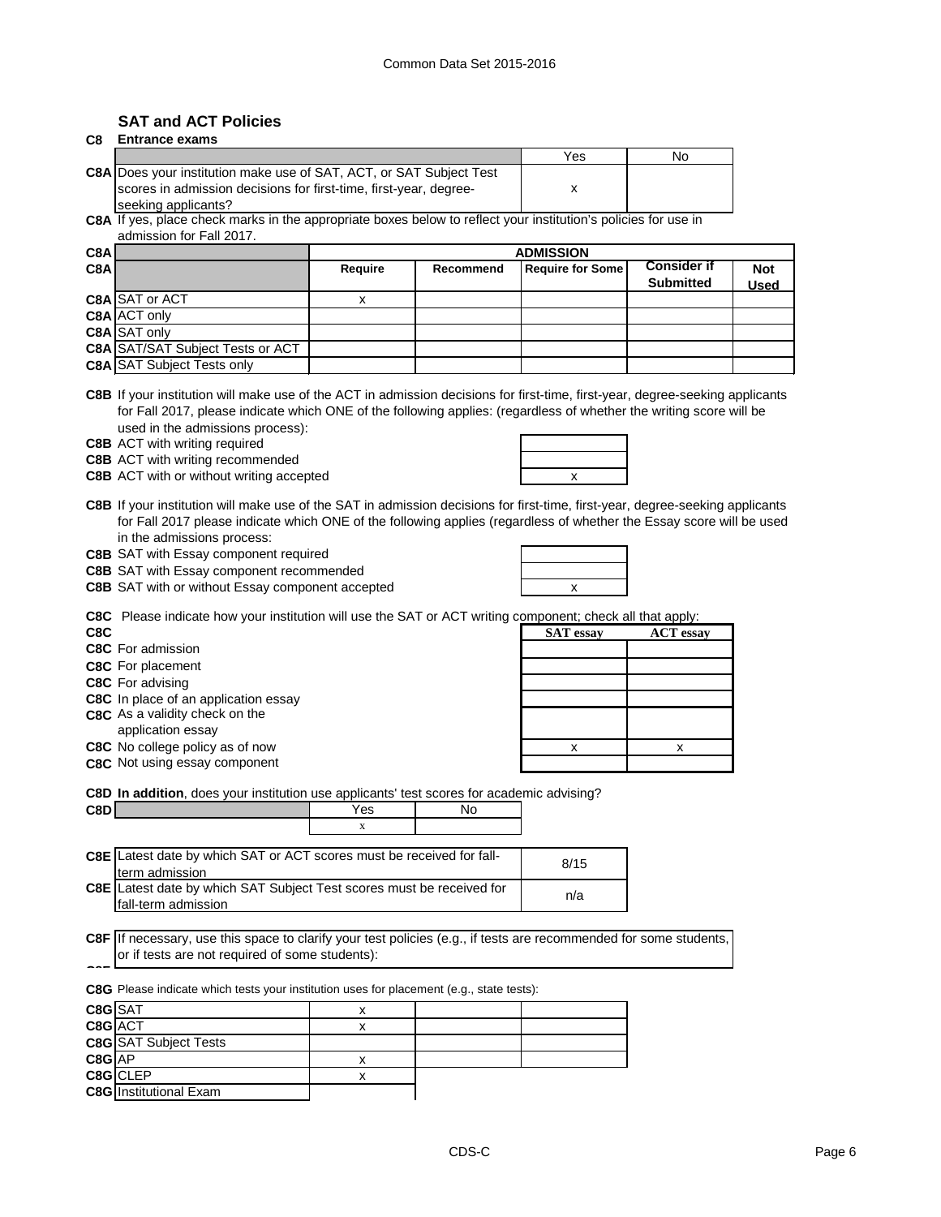## SAT and ACT Policies

### C8 Entrance exams

| | | Yes | No |
|---|---|---|---|
| C8A | Does your institution make use of SAT, ACT, or SAT Subject Test scores in admission decisions for first-time, first-year, degree-seeking applicants? | x | |

**C8A** If yes, place check marks in the appropriate boxes below to reflect your institution's policies for use in admission for Fall 2017.

| C8A | | ADMISSION | | | | |
|---|---|---|---|---|---|---|
| C8A | | Require | Recommend | Require for Some | Consider if Submitted | Not Used |
| C8A | SAT or ACT | x | | | | |
| C8A | ACT only | | | | | |
| C8A | SAT only | | | | | |
| C8A | SAT/SAT Subject Tests or ACT | | | | | |
| C8A | SAT Subject Tests only | | | | | |

**C8B** If your institution will make use of the ACT in admission decisions for first-time, first-year, degree-seeking applicants for Fall 2017, please indicate which ONE of the following applies: (regardless of whether the writing score will be used in the admissions process):

| | | |
|---|---|---|
| C8B | ACT with writing required | |
| C8B | ACT with writing recommended | |
| C8B | ACT with or without writing accepted | x |

**C8B** If your institution will make use of the SAT in admission decisions for first-time, first-year, degree-seeking applicants for Fall 2017 please indicate which ONE of the following applies (regardless of whether the Essay score will be used in the admissions process:

| | | |
|---|---|---|
| C8B | SAT with Essay component required | |
| C8B | SAT with Essay component recommended | |
| C8B | SAT with or without Essay component accepted | x |

**C8C** Please indicate how your institution will use the SAT or ACT writing component; check all that apply:

| C8C | | SAT essay | ACT essay |
|---|---|---|---|
| C8C | For admission | | |
| C8C | For placement | | |
| C8C | For advising | | |
| C8C | In place of an application essay | | |
| C8C | As a validity check on the application essay | | |
| C8C | No college policy as of now | x | x |
| C8C | Not using essay component | | |

**C8D In addition**, does your institution use applicants' test scores for academic advising?

| C8D | | Yes | No |
|---|---|---|---|
| | | x | |

| | | |
|---|---|---|
| C8E | Latest date by which SAT or ACT scores must be received for fall-term admission | 8/15 |
| C8E | Latest date by which SAT Subject Test scores must be received for fall-term admission | n/a |

**C8F** If necessary, use this space to clarify your test policies (e.g., if tests are recommended for some students, or if tests are not required of some students):

**C8G** Please indicate which tests your institution uses for placement (e.g., state tests):

| | | | | |
|---|---|---|---|---|
| C8G | SAT | x | | |
| C8G | ACT | x | | |
| C8G | SAT Subject Tests | | | |
| C8G | AP | x | | |
| C8G | CLEP | x | | |
| C8G | Institutional Exam | | | |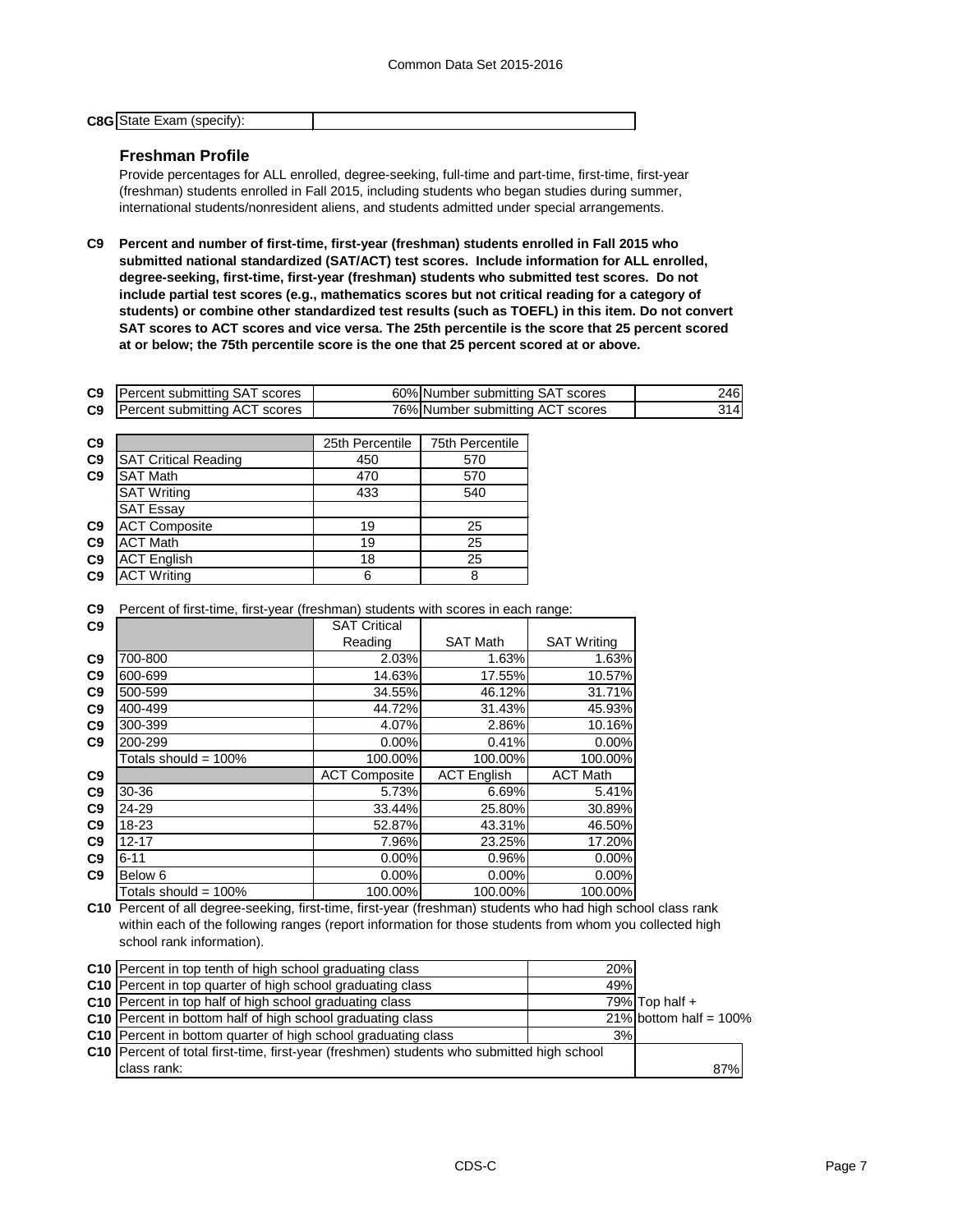| C8G | State Exam (specify): | |
|---|---|---|

### Freshman Profile

Provide percentages for ALL enrolled, degree-seeking, full-time and part-time, first-time, first-year (freshman) students enrolled in Fall 2015, including students who began studies during summer, international students/nonresident aliens, and students admitted under special arrangements.

**C9 Percent and number of first-time, first-year (freshman) students enrolled in Fall 2015 who submitted national standardized (SAT/ACT) test scores. Include information for ALL enrolled, degree-seeking, first-time, first-year (freshman) students who submitted test scores. Do not include partial test scores (e.g., mathematics scores but not critical reading for a category of students) or combine other standardized test results (such as TOEFL) in this item. Do not convert SAT scores to ACT scores and vice versa. The 25th percentile is the score that 25 percent scored at or below; the 75th percentile score is the one that 25 percent scored at or above.**

| | | | | |
|---|---|---|---|---|
| C9 | Percent submitting SAT scores | 60% | Number submitting SAT scores | 246 |
| C9 | Percent submitting ACT scores | 76% | Number submitting ACT scores | 314 |

| | | 25th Percentile | 75th Percentile |
|---|---|---|---|
| C9 | SAT Critical Reading | 450 | 570 |
| C9 | SAT Math | 470 | 570 |
| | SAT Writing | 433 | 540 |
| | SAT Essay | | |
| C9 | ACT Composite | 19 | 25 |
| C9 | ACT Math | 19 | 25 |
| C9 | ACT English | 18 | 25 |
| C9 | ACT Writing | 6 | 8 |

C9 Percent of first-time, first-year (freshman) students with scores in each range:

| C9 | | SAT Critical Reading | SAT Math | SAT Writing |
|---|---|---|---|---|
| C9 | 700-800 | 2.03% | 1.63% | 1.63% |
| C9 | 600-699 | 14.63% | 17.55% | 10.57% |
| C9 | 500-599 | 34.55% | 46.12% | 31.71% |
| C9 | 400-499 | 44.72% | 31.43% | 45.93% |
| C9 | 300-399 | 4.07% | 2.86% | 10.16% |
| C9 | 200-299 | 0.00% | 0.41% | 0.00% |
| | Totals should = 100% | 100.00% | 100.00% | 100.00% |
| C9 | | ACT Composite | ACT English | ACT Math |
| C9 | 30-36 | 5.73% | 6.69% | 5.41% |
| C9 | 24-29 | 33.44% | 25.80% | 30.89% |
| C9 | 18-23 | 52.87% | 43.31% | 46.50% |
| C9 | 12-17 | 7.96% | 23.25% | 17.20% |
| C9 | 6-11 | 0.00% | 0.96% | 0.00% |
| C9 | Below 6 | 0.00% | 0.00% | 0.00% |
| | Totals should = 100% | 100.00% | 100.00% | 100.00% |

**C10** Percent of all degree-seeking, first-time, first-year (freshman) students who had high school class rank within each of the following ranges (report information for those students from whom you collected high school rank information).

| | | | |
|---|---|---|---|
| C10 | Percent in top tenth of high school graduating class | 20% | |
| C10 | Percent in top quarter of high school graduating class | 49% | |
| C10 | Percent in top half of high school graduating class | 79% | Top half + |
| C10 | Percent in bottom half of high school graduating class | 21% | bottom half = 100% |
| C10 | Percent in bottom quarter of high school graduating class | 3% | |
| C10 | Percent of total first-time, first-year (freshmen) students who submitted high school class rank: | | 87% |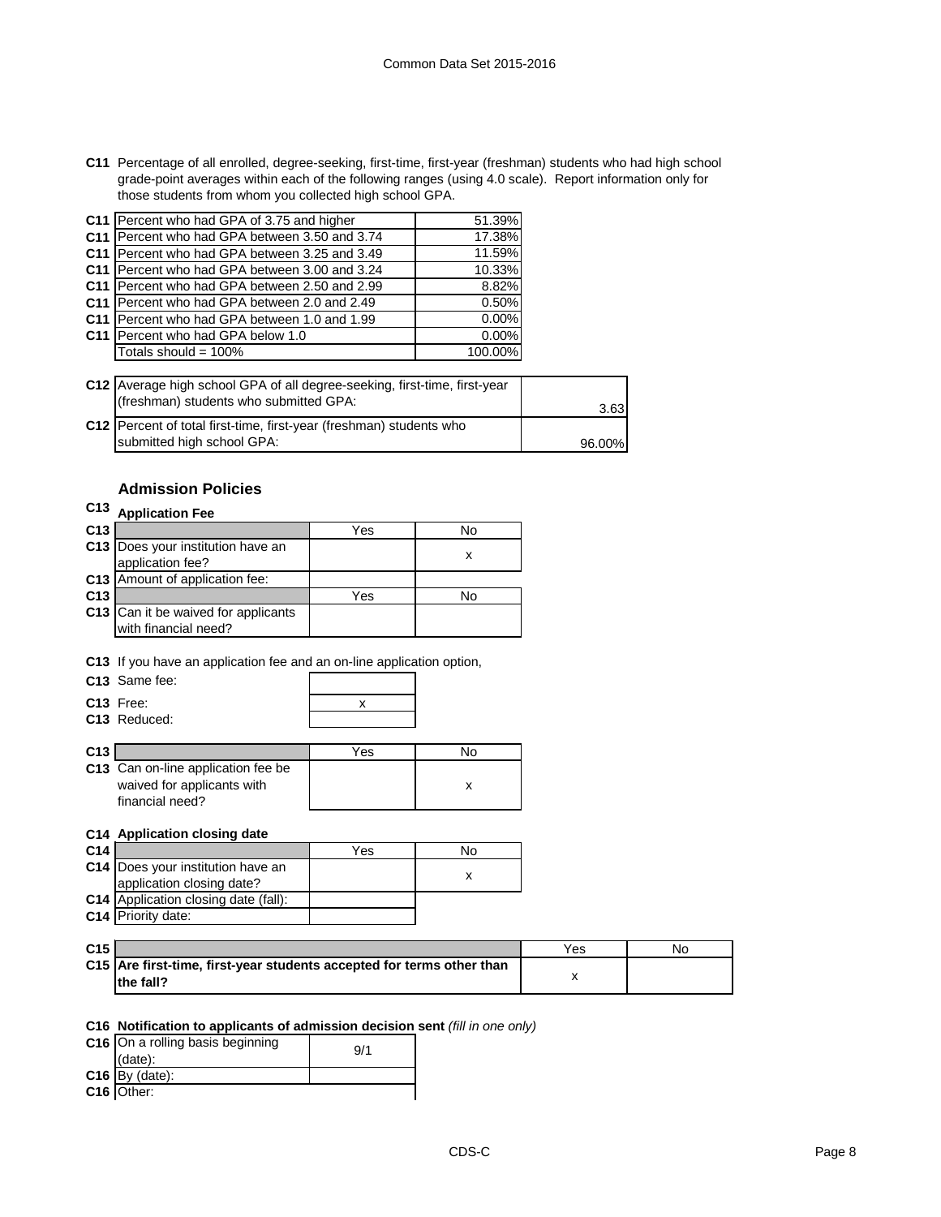**C11** Percentage of all enrolled, degree-seeking, first-time, first-year (freshman) students who had high school grade-point averages within each of the following ranges (using 4.0 scale). Report information only for those students from whom you collected high school GPA.

| | | |
|---|---|---|
| C11 | Percent who had GPA of 3.75 and higher | 51.39% |
| C11 | Percent who had GPA between 3.50 and 3.74 | 17.38% |
| C11 | Percent who had GPA between 3.25 and 3.49 | 11.59% |
| C11 | Percent who had GPA between 3.00 and 3.24 | 10.33% |
| C11 | Percent who had GPA between 2.50 and 2.99 | 8.82% |
| C11 | Percent who had GPA between 2.0 and 2.49 | 0.50% |
| C11 | Percent who had GPA between 1.0 and 1.99 | 0.00% |
| C11 | Percent who had GPA below 1.0 | 0.00% |
| | Totals should = 100% | 100.00% |

| | | |
|---|---|---|
| C12 | Average high school GPA of all degree-seeking, first-time, first-year (freshman) students who submitted GPA: | 3.63 |
| C12 | Percent of total first-time, first-year (freshman) students who submitted high school GPA: | 96.00% |

### Admission Policies

**C13 Application Fee**

| | | Yes | No |
|---|---|---|---|
| C13 | Does your institution have an application fee? | | x |
| C13 | Amount of application fee: | | |

| | | Yes | No |
|---|---|---|---|
| C13 | Can it be waived for applicants with financial need? | | |

**C13** If you have an application fee and an on-line application option,

| | | |
|---|---|---|
| C13 | Same fee: | |
| C13 | Free: | x |
| C13 | Reduced: | |

| | | Yes | No |
|---|---|---|---|
| C13 | Can on-line application fee be waived for applicants with financial need? | | x |

**C14 Application closing date**

| | | Yes | No |
|---|---|---|---|
| C14 | Does your institution have an application closing date? | | x |
| C14 | Application closing date (fall): | | |
| C14 | Priority date: | | |

| | | Yes | No |
|---|---|---|---|
| C15 | **Are first-time, first-year students accepted for terms other than the fall?** | x | |

**C16 Notification to applicants of admission decision sent** *(fill in one only)*

| | | |
|---|---|---|
| C16 | On a rolling basis beginning (date): | 9/1 |
| C16 | By (date): | |
| C16 | Other: | |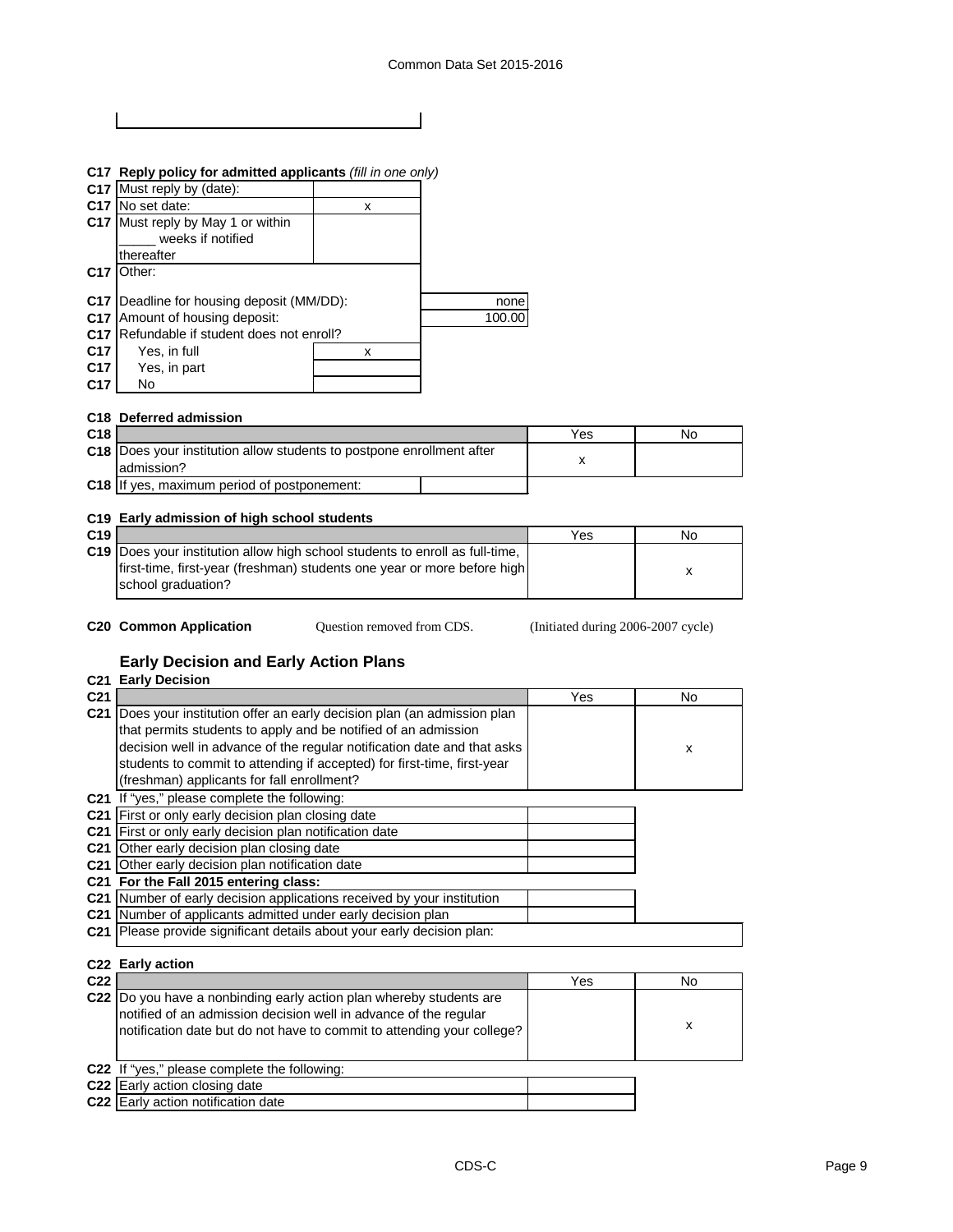**C17 Reply policy for admitted applicants** *(fill in one only)*

| | | |
|---|---|---|
| C17 | Must reply by (date): | |
| C17 | No set date: | x |
| C17 | Must reply by May 1 or within _____ weeks if notified thereafter | |
| C17 | Other: | |

| | | |
|---|---|---|
| C17 | Deadline for housing deposit (MM/DD): | none |
| C17 | Amount of housing deposit: | 100.00 |
| C17 | Refundable if student does not enroll? | |
| C17 | Yes, in full | x |
| C17 | Yes, in part | |
| C17 | No | |

**C18 Deferred admission**

| | | Yes | No |
|---|---|---|---|
| C18 | Does your institution allow students to postpone enrollment after admission? | x | |
| C18 | If yes, maximum period of postponement: | | |

**C19 Early admission of high school students**

| | | Yes | No |
|---|---|---|---|
| C19 | Does your institution allow high school students to enroll as full-time, first-time, first-year (freshman) students one year or more before high school graduation? | | x |

**C20 Common Application** Question removed from CDS. (Initiated during 2006-2007 cycle)

## Early Decision and Early Action Plans

**C21 Early Decision**

| | | Yes | No |
|---|---|---|---|
| C21 | Does your institution offer an early decision plan (an admission plan that permits students to apply and be notified of an admission decision well in advance of the regular notification date and that asks students to commit to attending if accepted) for first-time, first-year (freshman) applicants for fall enrollment? | | x |

| | | |
|---|---|---|
| C21 | If "yes," please complete the following: | |
| C21 | First or only early decision plan closing date | |
| C21 | First or only early decision plan notification date | |
| C21 | Other early decision plan closing date | |
| C21 | Other early decision plan notification date | |
| C21 | **For the Fall 2015 entering class:** | |
| C21 | Number of early decision applications received by your institution | |
| C21 | Number of applicants admitted under early decision plan | |
| C21 | Please provide significant details about your early decision plan: | |

**C22 Early action**

| | | Yes | No |
|---|---|---|---|
| C22 | Do you have a nonbinding early action plan whereby students are notified of an admission decision well in advance of the regular notification date but do not have to commit to attending your college? | | x |

| | | |
|---|---|---|
| C22 | If "yes," please complete the following: | |
| C22 | Early action closing date | |
| C22 | Early action notification date | |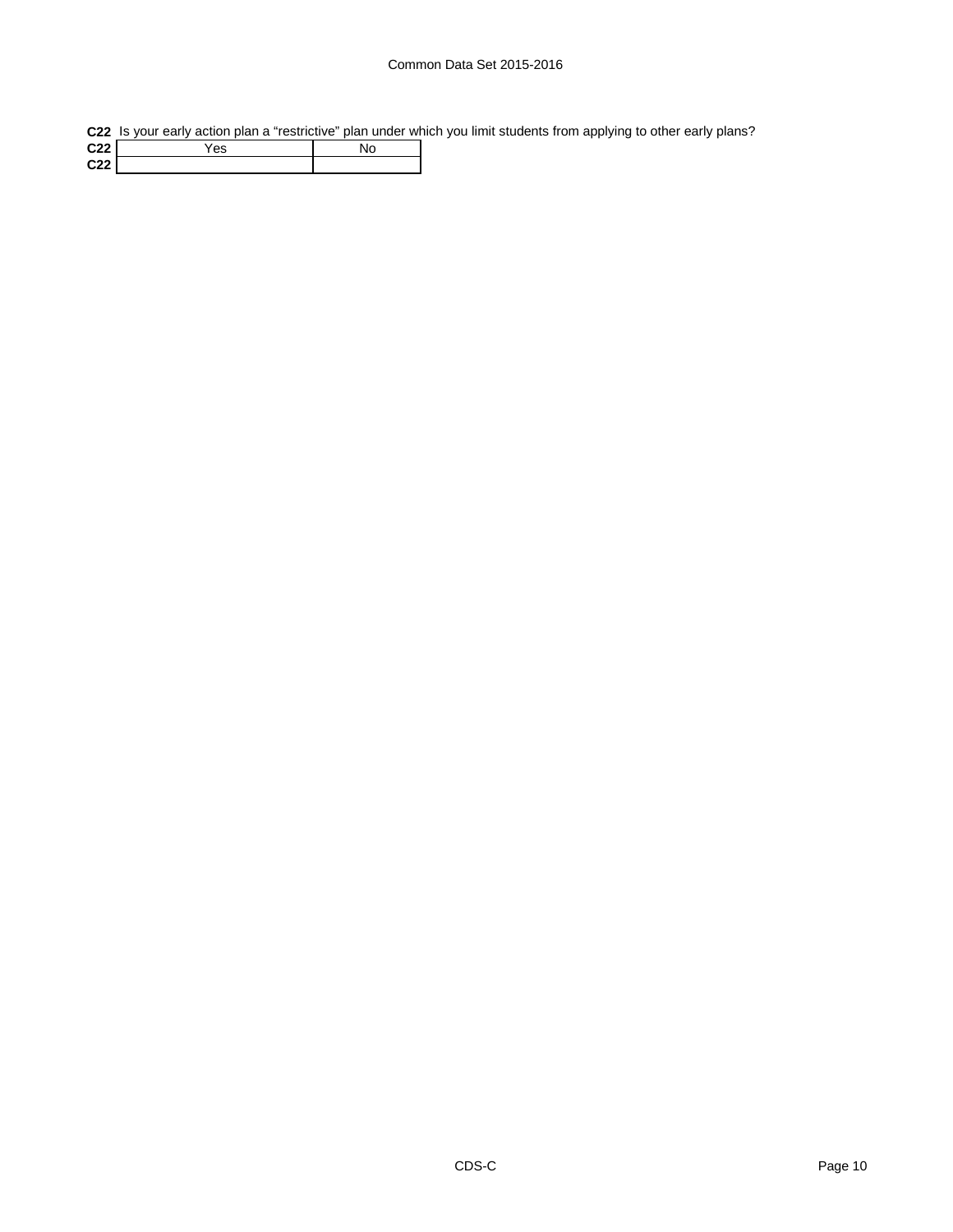**C22** Is your early action plan a “restrictive” plan under which you limit students from applying to other early plans?

| | Yes | No |
|---|---|---|
| **C22** | | |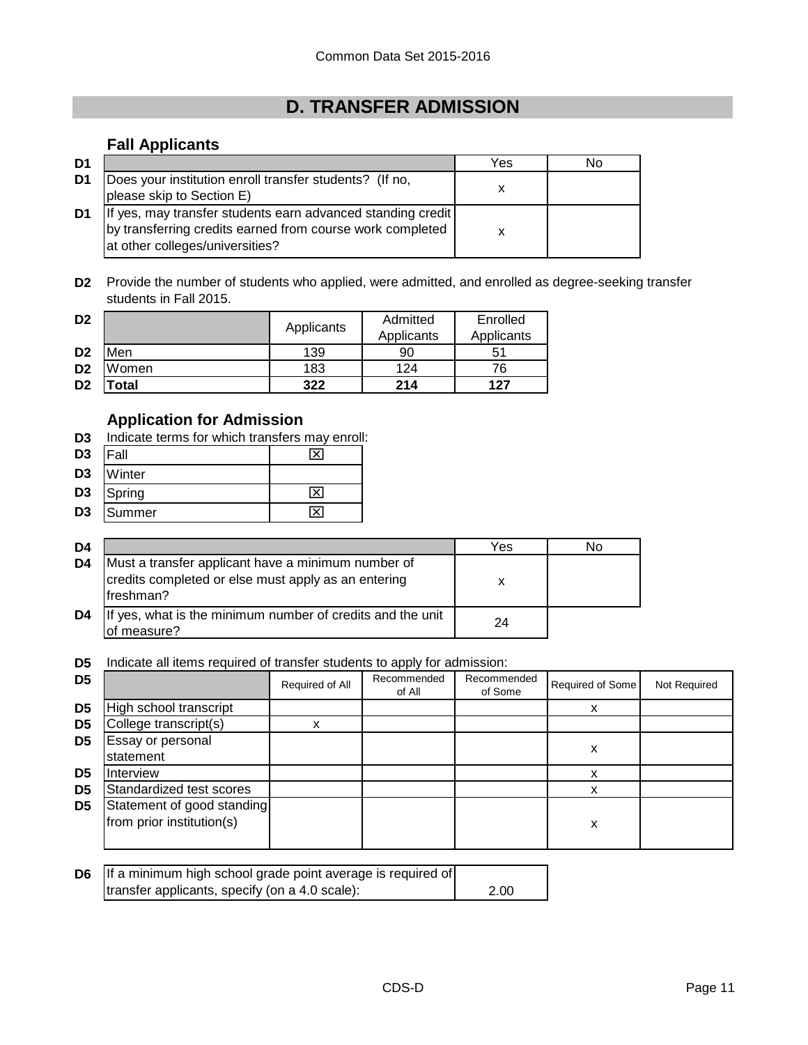# D. TRANSFER ADMISSION

### Fall Applicants

| D1 | | Yes | No |
|---|---|---|---|
| D1 | Does your institution enroll transfer students? (If no, please skip to Section E) | x | |
| D1 | If yes, may transfer students earn advanced standing credit by transferring credits earned from course work completed at other colleges/universities? | x | |

**D2** Provide the number of students who applied, were admitted, and enrolled as degree-seeking transfer students in Fall 2015.

| D2 | | Applicants | Admitted Applicants | Enrolled Applicants |
|---|---|---|---|---|
| D2 | Men | 139 | 90 | 51 |
| D2 | Women | 183 | 124 | 76 |
| D2 | **Total** | **322** | **214** | **127** |

### Application for Admission

**D3** Indicate terms for which transfers may enroll:

| D3 | Term | |
|---|---|---|
| D3 | Fall | ☒ |
| D3 | Winter | |
| D3 | Spring | ☒ |
| D3 | Summer | ☒ |

| D4 | | Yes | No |
|---|---|---|---|
| D4 | Must a transfer applicant have a minimum number of credits completed or else must apply as an entering freshman? | x | |
| D4 | If yes, what is the minimum number of credits and the unit of measure? | 24 | |

**D5** Indicate all items required of transfer students to apply for admission:

| D5 | | Required of All | Recommended of All | Recommended of Some | Required of Some | Not Required |
|---|---|---|---|---|---|---|
| D5 | High school transcript | | | | x | |
| D5 | College transcript(s) | x | | | | |
| D5 | Essay or personal statement | | | | x | |
| D5 | Interview | | | | x | |
| D5 | Standardized test scores | | | | x | |
| D5 | Statement of good standing from prior institution(s) | | | | x | |

| D6 | | |
|---|---|---|
| D6 | If a minimum high school grade point average is required of transfer applicants, specify (on a 4.0 scale): | 2.00 |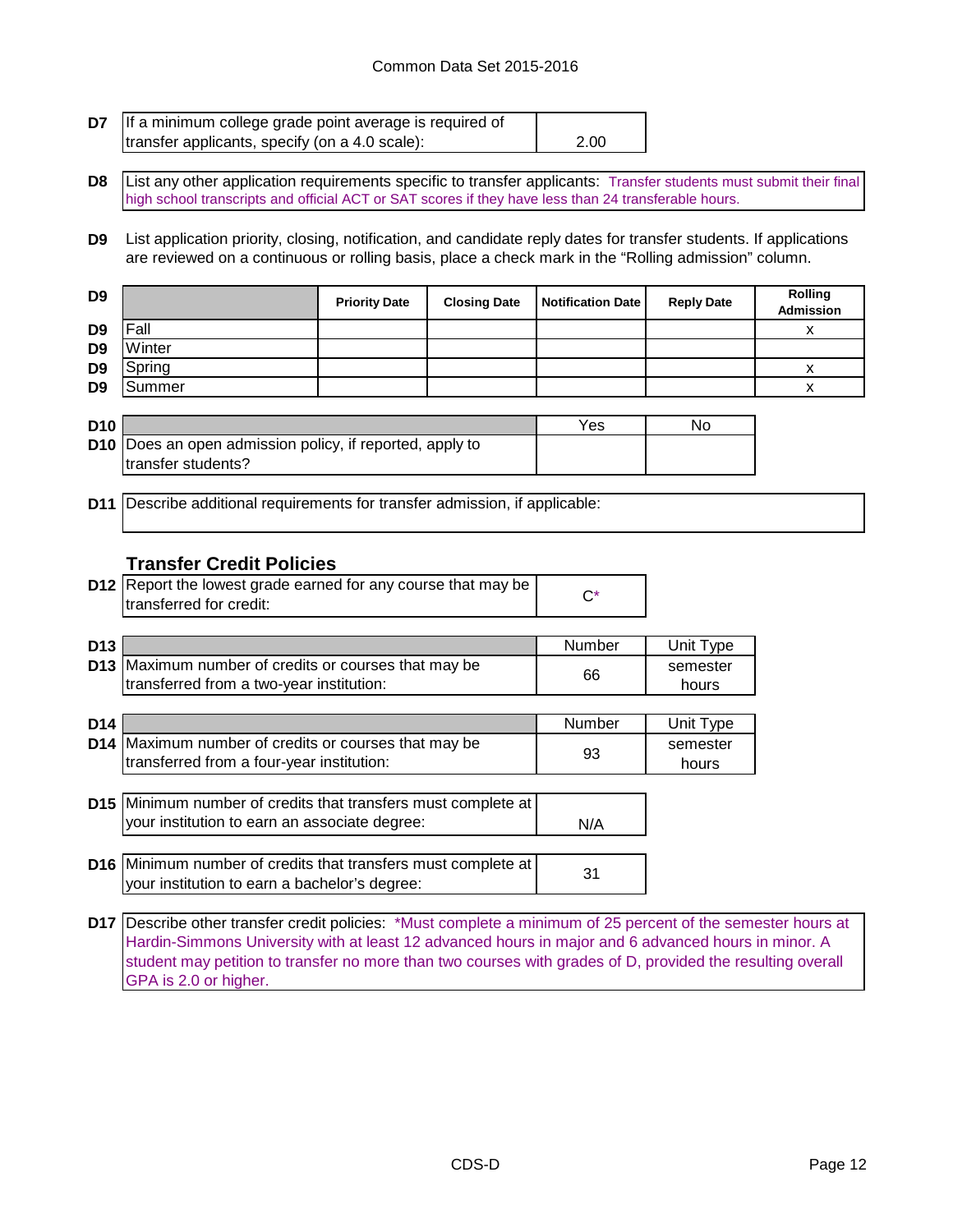| D7 | If a minimum college grade point average is required of transfer applicants, specify (on a 4.0 scale): | 2.00 |
|---|---|---|

**D8** List any other application requirements specific to transfer applicants: Transfer students must submit their final high school transcripts and official ACT or SAT scores if they have less than 24 transferable hours.

**D9** List application priority, closing, notification, and candidate reply dates for transfer students. If applications are reviewed on a continuous or rolling basis, place a check mark in the "Rolling admission" column.

| D9 | | Priority Date | Closing Date | Notification Date | Reply Date | Rolling Admission |
|---|---|---|---|---|---|---|
| D9 | Fall | | | | | x |
| D9 | Winter | | | | | |
| D9 | Spring | | | | | x |
| D9 | Summer | | | | | x |

| D10 | | Yes | No |
|---|---|---|---|
| D10 | Does an open admission policy, if reported, apply to transfer students? | | |

**D11** Describe additional requirements for transfer admission, if applicable:

## Transfer Credit Policies

| D12 | Report the lowest grade earned for any course that may be transferred for credit: | C* |
|---|---|---|

| D13 | | Number | Unit Type |
|---|---|---|---|
| D13 | Maximum number of credits or courses that may be transferred from a two-year institution: | 66 | semester hours |

| D14 | | Number | Unit Type |
|---|---|---|---|
| D14 | Maximum number of credits or courses that may be transferred from a four-year institution: | 93 | semester hours |

| D15 | Minimum number of credits that transfers must complete at your institution to earn an associate degree: | N/A |
|---|---|---|

| D16 | Minimum number of credits that transfers must complete at your institution to earn a bachelor's degree: | 31 |
|---|---|---|

**D17** Describe other transfer credit policies: *Must complete a minimum of 25 percent of the semester hours at Hardin-Simmons University with at least 12 advanced hours in major and 6 advanced hours in minor. A student may petition to transfer no more than two courses with grades of D, provided the resulting overall GPA is 2.0 or higher.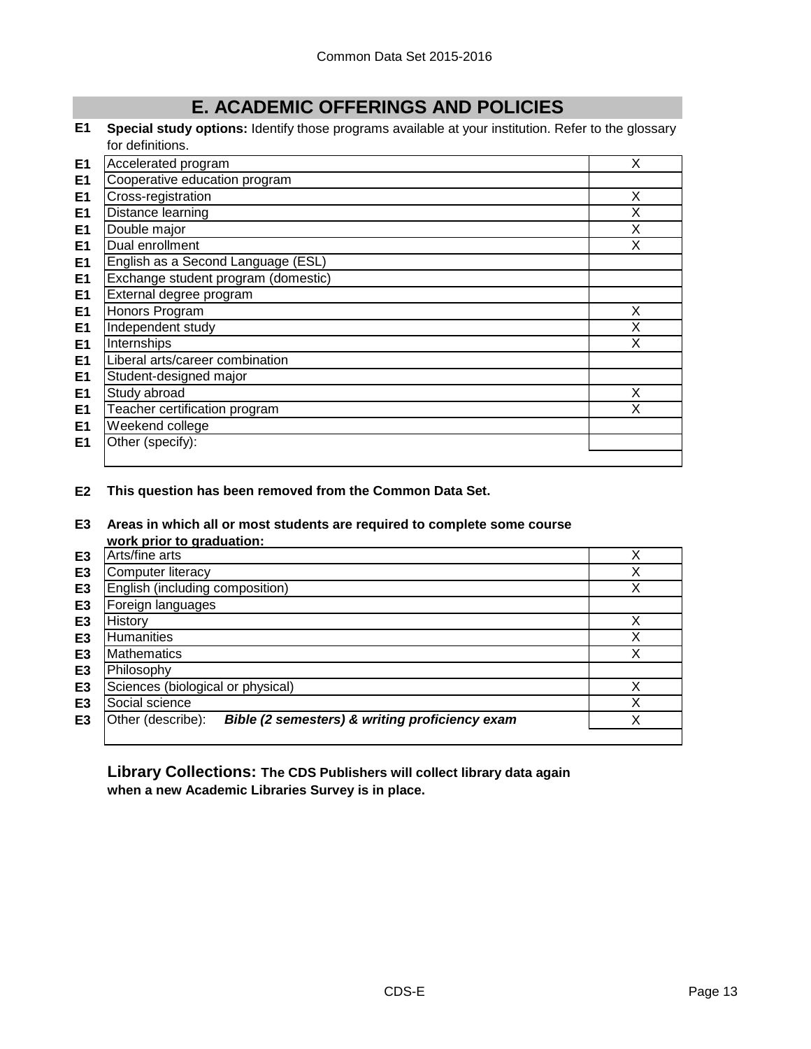# E. ACADEMIC OFFERINGS AND POLICIES

**E1 Special study options:** Identify those programs available at your institution. Refer to the glossary for definitions.

| | | |
|---|---|---|
| E1 | Accelerated program | X |
| E1 | Cooperative education program | |
| E1 | Cross-registration | X |
| E1 | Distance learning | X |
| E1 | Double major | X |
| E1 | Dual enrollment | X |
| E1 | English as a Second Language (ESL) | |
| E1 | Exchange student program (domestic) | |
| E1 | External degree program | |
| E1 | Honors Program | X |
| E1 | Independent study | X |
| E1 | Internships | X |
| E1 | Liberal arts/career combination | |
| E1 | Student-designed major | |
| E1 | Study abroad | X |
| E1 | Teacher certification program | X |
| E1 | Weekend college | |
| E1 | Other (specify): | |

**E2 This question has been removed from the Common Data Set.**

**E3 Areas in which all or most students are required to complete some course work prior to graduation:**

| | | |
|---|---|---|
| E3 | Arts/fine arts | X |
| E3 | Computer literacy | X |
| E3 | English (including composition) | X |
| E3 | Foreign languages | |
| E3 | History | X |
| E3 | Humanities | X |
| E3 | Mathematics | X |
| E3 | Philosophy | |
| E3 | Sciences (biological or physical) | X |
| E3 | Social science | X |
| E3 | Other (describe): ***Bible (2 semesters) & writing proficiency exam*** | X |

**Library Collections: The CDS Publishers will collect library data again when a new Academic Libraries Survey is in place.**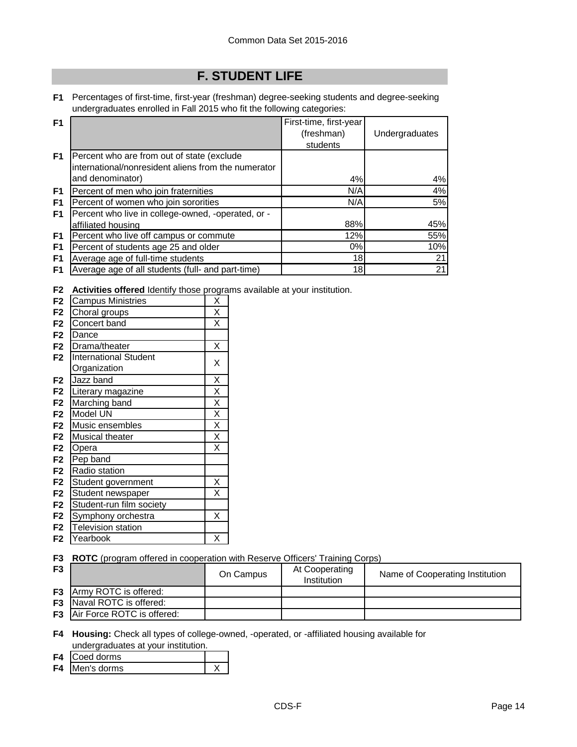## F. STUDENT LIFE

**F1** Percentages of first-time, first-year (freshman) degree-seeking students and degree-seeking undergraduates enrolled in Fall 2015 who fit the following categories:

| | | First-time, first-year (freshman) students | Undergraduates |
|---|---|---|---|
| F1 | Percent who are from out of state (exclude international/nonresident aliens from the numerator and denominator) | 4% | 4% |
| F1 | Percent of men who join fraternities | N/A | 4% |
| F1 | Percent of women who join sororities | N/A | 5% |
| F1 | Percent who live in college-owned, -operated, or -affiliated housing | 88% | 45% |
| F1 | Percent who live off campus or commute | 12% | 55% |
| F1 | Percent of students age 25 and older | 0% | 10% |
| F1 | Average age of full-time students | 18 | 21 |
| F1 | Average age of all students (full- and part-time) | 18 | 21 |

**F2** **Activities offered** Identify those programs available at your institution.

| | Activity | |
|---|---|---|
| F2 | Campus Ministries | X |
| F2 | Choral groups | X |
| F2 | Concert band | X |
| F2 | Dance | |
| F2 | Drama/theater | X |
| F2 | International Student Organization | X |
| F2 | Jazz band | X |
| F2 | Literary magazine | X |
| F2 | Marching band | X |
| F2 | Model UN | X |
| F2 | Music ensembles | X |
| F2 | Musical theater | X |
| F2 | Opera | X |
| F2 | Pep band | |
| F2 | Radio station | |
| F2 | Student government | X |
| F2 | Student newspaper | X |
| F2 | Student-run film society | |
| F2 | Symphony orchestra | X |
| F2 | Television station | |
| F2 | Yearbook | X |

**F3** **ROTC** (program offered in cooperation with Reserve Officers' Training Corps)

| | | On Campus | At Cooperating Institution | Name of Cooperating Institution |
|---|---|---|---|---|
| F3 | Army ROTC is offered: | | | |
| F3 | Naval ROTC is offered: | | | |
| F3 | Air Force ROTC is offered: | | | |

**F4** **Housing:** Check all types of college-owned, -operated, or -affiliated housing available for undergraduates at your institution.

| | Housing | |
|---|---|---|
| F4 | Coed dorms | |
| F4 | Men's dorms | X |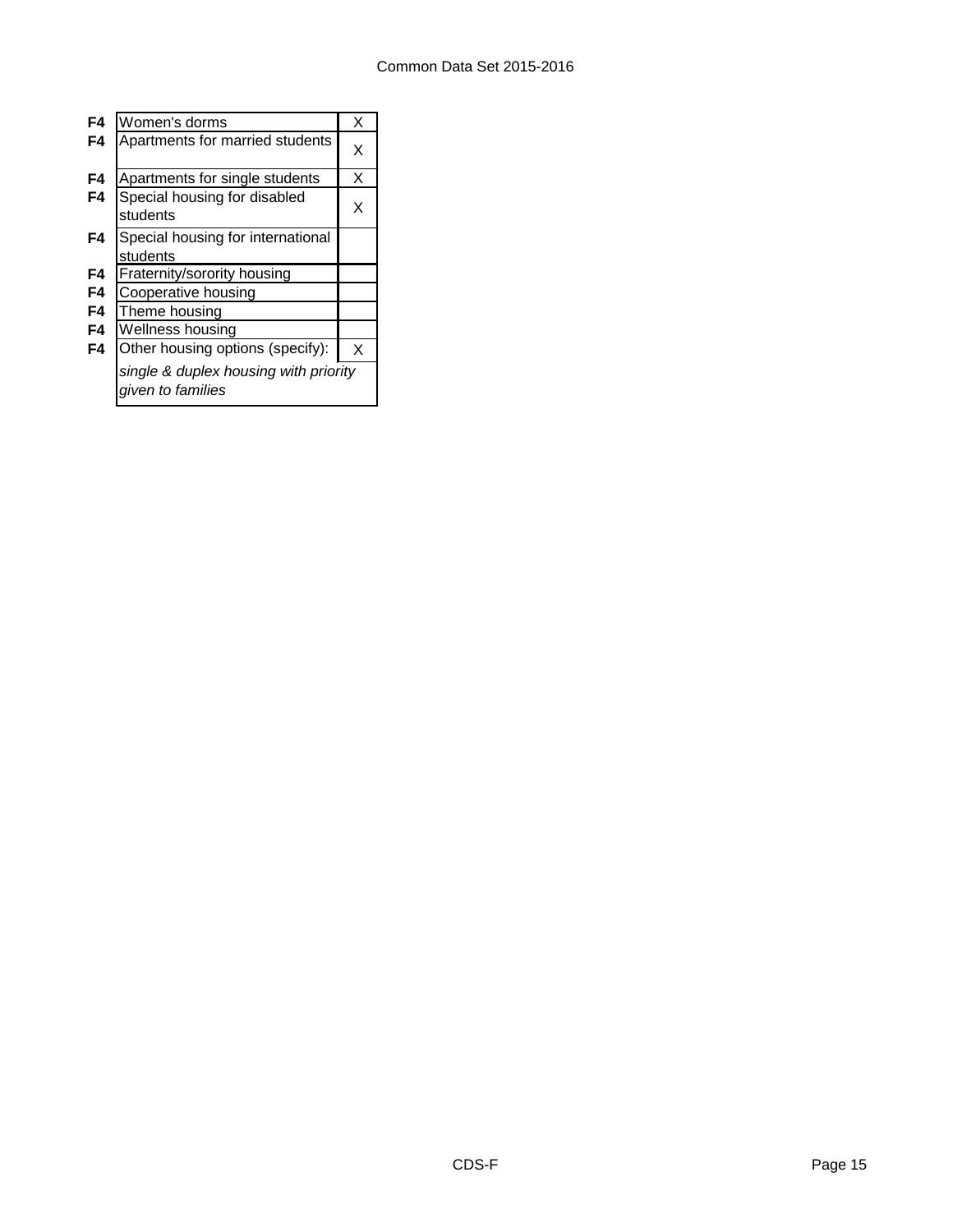| | | |
|---|---|---|
| **F4** | Women's dorms | X |
| **F4** | Apartments for married students | X |
| **F4** | Apartments for single students | X |
| **F4** | Special housing for disabled students | X |
| **F4** | Special housing for international students | |
| **F4** | Fraternity/sorority housing | |
| **F4** | Cooperative housing | |
| **F4** | Theme housing | |
| **F4** | Wellness housing | |
| **F4** | Other housing options (specify): | X |
| | *single & duplex housing with priority given to families* | |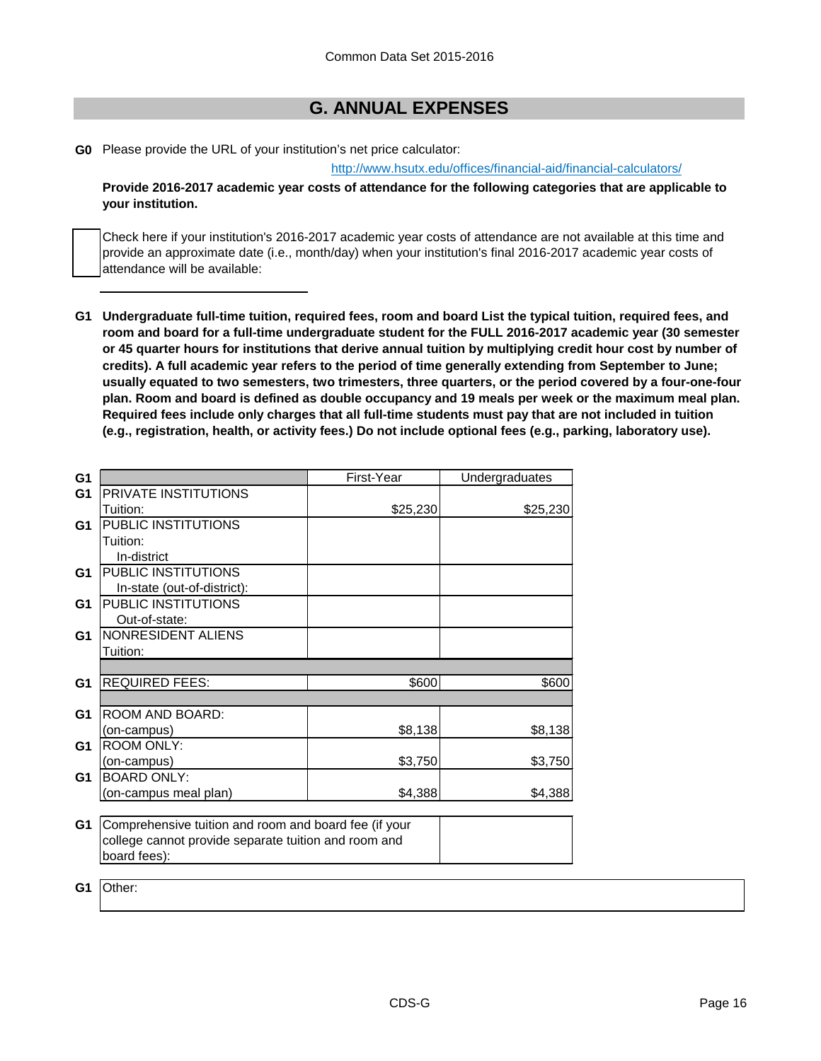## G. ANNUAL EXPENSES

**G0** Please provide the URL of your institution's net price calculator:

http://www.hsutx.edu/offices/financial-aid/financial-calculators/

**Provide 2016-2017 academic year costs of attendance for the following categories that are applicable to your institution.**

☐ Check here if your institution's 2016-2017 academic year costs of attendance are not available at this time and provide an approximate date (i.e., month/day) when your institution's final 2016-2017 academic year costs of attendance will be available:

______________________

**G1 Undergraduate full-time tuition, required fees, room and board List the typical tuition, required fees, and room and board for a full-time undergraduate student for the FULL 2016-2017 academic year (30 semester or 45 quarter hours for institutions that derive annual tuition by multiplying credit hour cost by number of credits). A full academic year refers to the period of time generally extending from September to June; usually equated to two semesters, two trimesters, three quarters, or the period covered by a four-one-four plan. Room and board is defined as double occupancy and 19 meals per week or the maximum meal plan. Required fees include only charges that all full-time students must pay that are not included in tuition (e.g., registration, health, or activity fees.) Do not include optional fees (e.g., parking, laboratory use).**

| | | First-Year | Undergraduates |
|---|---|---|---|
| G1 | PRIVATE INSTITUTIONS Tuition: | $25,230 | $25,230 |
| G1 | PUBLIC INSTITUTIONS Tuition: In-district | | |
| G1 | PUBLIC INSTITUTIONS In-state (out-of-district): | | |
| G1 | PUBLIC INSTITUTIONS Out-of-state: | | |
| G1 | NONRESIDENT ALIENS Tuition: | | |
| G1 | REQUIRED FEES: | $600 | $600 |
| G1 | ROOM AND BOARD: (on-campus) | $8,138 | $8,138 |
| G1 | ROOM ONLY: (on-campus) | $3,750 | $3,750 |
| G1 | BOARD ONLY: (on-campus meal plan) | $4,388 | $4,388 |

| | | |
|---|---|---|
| G1 | Comprehensive tuition and room and board fee (if your college cannot provide separate tuition and room and board fees): | |

| | |
|---|---|
| G1 | Other: |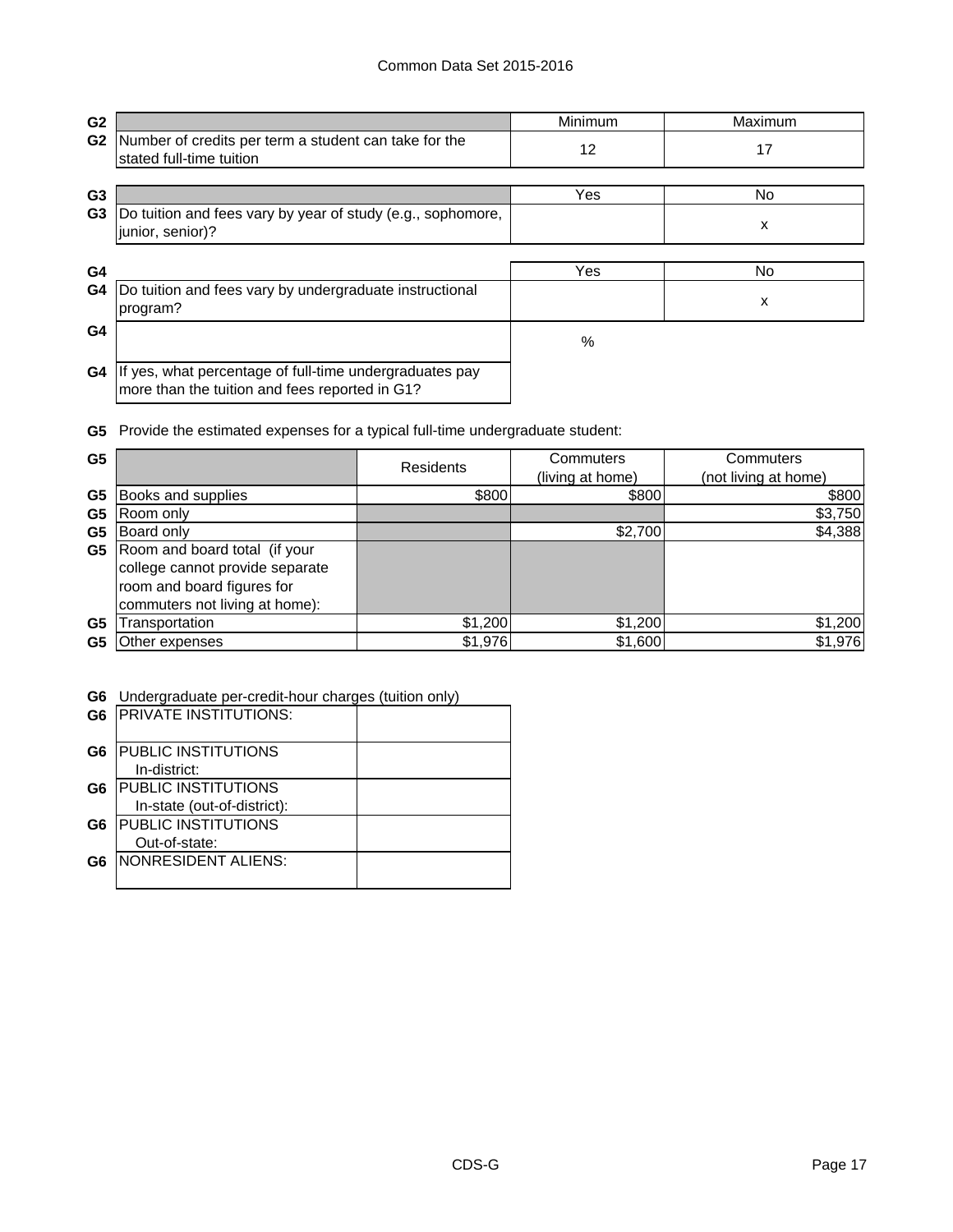| G2 | | Minimum | Maximum |
|---|---|---|---|
| G2 | Number of credits per term a student can take for the stated full-time tuition | 12 | 17 |

| G3 | | Yes | No |
|---|---|---|---|
| G3 | Do tuition and fees vary by year of study (e.g., sophomore, junior, senior)? | | x |

| G4 | | Yes | No |
|---|---|---|---|
| G4 | Do tuition and fees vary by undergraduate instructional program? | | x |
| G4 | | % | |
| G4 | If yes, what percentage of full-time undergraduates pay more than the tuition and fees reported in G1? | | |

**G5** Provide the estimated expenses for a typical full-time undergraduate student:

| G5 | | Residents | Commuters (living at home) | Commuters (not living at home) |
|---|---|---|---|---|
| G5 | Books and supplies | $800 | $800 | $800 |
| G5 | Room only | | | $3,750 |
| G5 | Board only | | $2,700 | $4,388 |
| G5 | Room and board total (if your college cannot provide separate room and board figures for commuters not living at home): | | | |
| G5 | Transportation | $1,200 | $1,200 | $1,200 |
| G5 | Other expenses | $1,976 | $1,600 | $1,976 |

**G6** Undergraduate per-credit-hour charges (tuition only)

| G6 | | |
|---|---|---|
| G6 | PRIVATE INSTITUTIONS: | |
| G6 | PUBLIC INSTITUTIONS In-district: | |
| G6 | PUBLIC INSTITUTIONS In-state (out-of-district): | |
| G6 | PUBLIC INSTITUTIONS Out-of-state: | |
| G6 | NONRESIDENT ALIENS: | |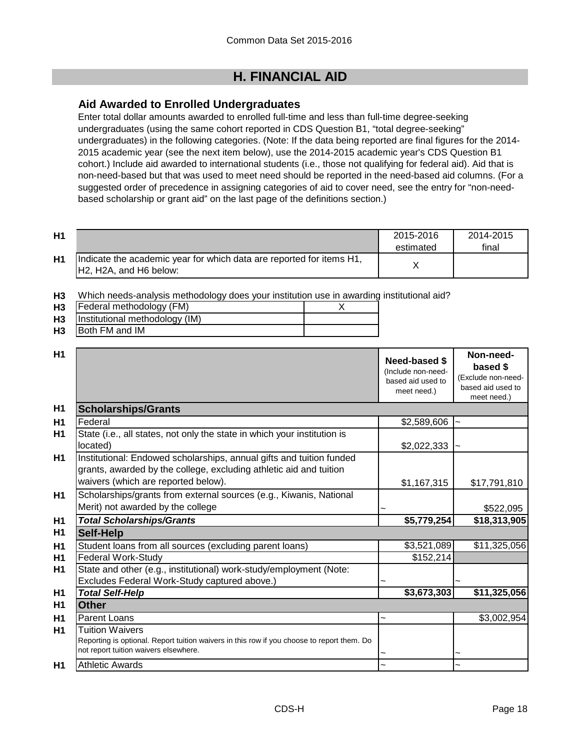# H. FINANCIAL AID

## Aid Awarded to Enrolled Undergraduates

Enter total dollar amounts awarded to enrolled full-time and less than full-time degree-seeking undergraduates (using the same cohort reported in CDS Question B1, "total degree-seeking" undergraduates) in the following categories. (Note: If the data being reported are final figures for the 2014-2015 academic year (see the next item below), use the 2014-2015 academic year's CDS Question B1 cohort.) Include aid awarded to international students (i.e., those not qualifying for federal aid). Aid that is non-need-based but that was used to meet need should be reported in the need-based aid columns. (For a suggested order of precedence in assigning categories of aid to cover need, see the entry for "non-need-based scholarship or grant aid" on the last page of the definitions section.)

| | | 2015-2016 estimated | 2014-2015 final |
|---|---|---|---|
| H1 | Indicate the academic year for which data are reported for items H1, H2, H2A, and H6 below: | X | |

H3 Which needs-analysis methodology does your institution use in awarding institutional aid?

| | | |
|---|---|---|
| H3 | Federal methodology (FM) | X |
| H3 | Institutional methodology (IM) | |
| H3 | Both FM and IM | |

| | | Need-based $ (Include non-need-based aid used to meet need.) | Non-need-based $ (Exclude non-need-based aid used to meet need.) |
|---|---|---|---|
| H1 | **Scholarships/Grants** | | |
| H1 | Federal | $2,589,606 | ~ |
| H1 | State (i.e., all states, not only the state in which your institution is located) | $2,022,333 | ~ |
| H1 | Institutional: Endowed scholarships, annual gifts and tuition funded grants, awarded by the college, excluding athletic aid and tuition waivers (which are reported below). | $1,167,315 | $17,791,810 |
| H1 | Scholarships/grants from external sources (e.g., Kiwanis, National Merit) not awarded by the college | ~ | $522,095 |
| H1 | ***Total Scholarships/Grants*** | **$5,779,254** | **$18,313,905** |
| H1 | **Self-Help** | | |
| H1 | Student loans from all sources (excluding parent loans) | $3,521,089 | $11,325,056 |
| H1 | Federal Work-Study | $152,214 | |
| H1 | State and other (e.g., institutional) work-study/employment (Note: Excludes Federal Work-Study captured above.) | ~ | ~ |
| H1 | ***Total Self-Help*** | **$3,673,303** | **$11,325,056** |
| H1 | **Other** | | |
| H1 | Parent Loans | ~ | $3,002,954 |
| H1 | Tuition Waivers<br>Reporting is optional. Report tuition waivers in this row if you choose to report them. Do not report tuition waivers elsewhere. | ~ | ~ |
| H1 | Athletic Awards | ~ | ~ |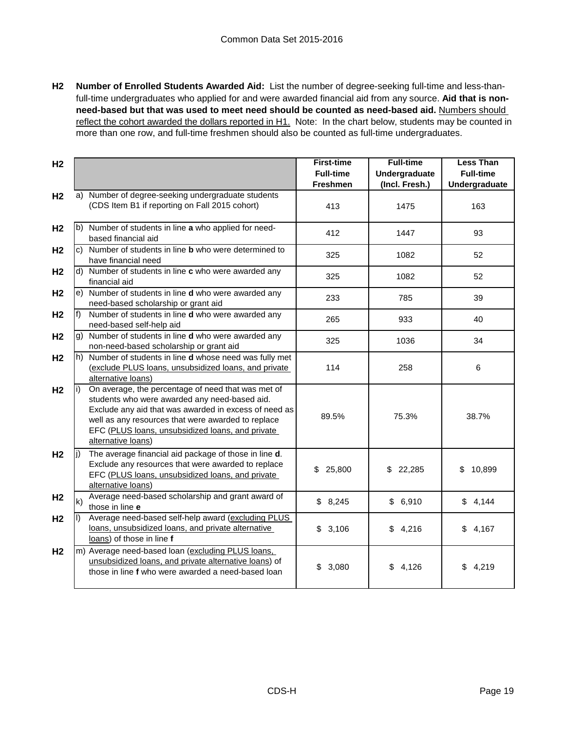**H2 Number of Enrolled Students Awarded Aid:** List the number of degree-seeking full-time and less-than-full-time undergraduates who applied for and were awarded financial aid from any source. **Aid that is non-need-based but that was used to meet need should be counted as need-based aid.** Numbers should reflect the cohort awarded the dollars reported in H1. Note: In the chart below, students may be counted in more than one row, and full-time freshmen should also be counted as full-time undergraduates.

| | | First-time Full-time Freshmen | Full-time Undergraduate (Incl. Fresh.) | Less Than Full-time Undergraduate |
|---|---|---|---|---|
| H2 | a) Number of degree-seeking undergraduate students (CDS Item B1 if reporting on Fall 2015 cohort) | 413 | 1475 | 163 |
| H2 | b) Number of students in line **a** who applied for need-based financial aid | 412 | 1447 | 93 |
| H2 | c) Number of students in line **b** who were determined to have financial need | 325 | 1082 | 52 |
| H2 | d) Number of students in line **c** who were awarded any financial aid | 325 | 1082 | 52 |
| H2 | e) Number of students in line **d** who were awarded any need-based scholarship or grant aid | 233 | 785 | 39 |
| H2 | f) Number of students in line **d** who were awarded any need-based self-help aid | 265 | 933 | 40 |
| H2 | g) Number of students in line **d** who were awarded any non-need-based scholarship or grant aid | 325 | 1036 | 34 |
| H2 | h) Number of students in line **d** whose need was fully met (exclude PLUS loans, unsubsidized loans, and private alternative loans) | 114 | 258 | 6 |
| H2 | i) On average, the percentage of need that was met of students who were awarded any need-based aid. Exclude any aid that was awarded in excess of need as well as any resources that were awarded to replace EFC (PLUS loans, unsubsidized loans, and private alternative loans) | 89.5% | 75.3% | 38.7% |
| H2 | j) The average financial aid package of those in line **d**. Exclude any resources that were awarded to replace EFC (PLUS loans, unsubsidized loans, and private alternative loans) | $ 25,800 | $ 22,285 | $ 10,899 |
| H2 | k) Average need-based scholarship and grant award of those in line **e** | $ 8,245 | $ 6,910 | $ 4,144 |
| H2 | l) Average need-based self-help award (excluding PLUS loans, unsubsidized loans, and private alternative loans) of those in line **f** | $ 3,106 | $ 4,216 | $ 4,167 |
| H2 | m) Average need-based loan (excluding PLUS loans, unsubsidized loans, and private alternative loans) of those in line **f** who were awarded a need-based loan | $ 3,080 | $ 4,126 | $ 4,219 |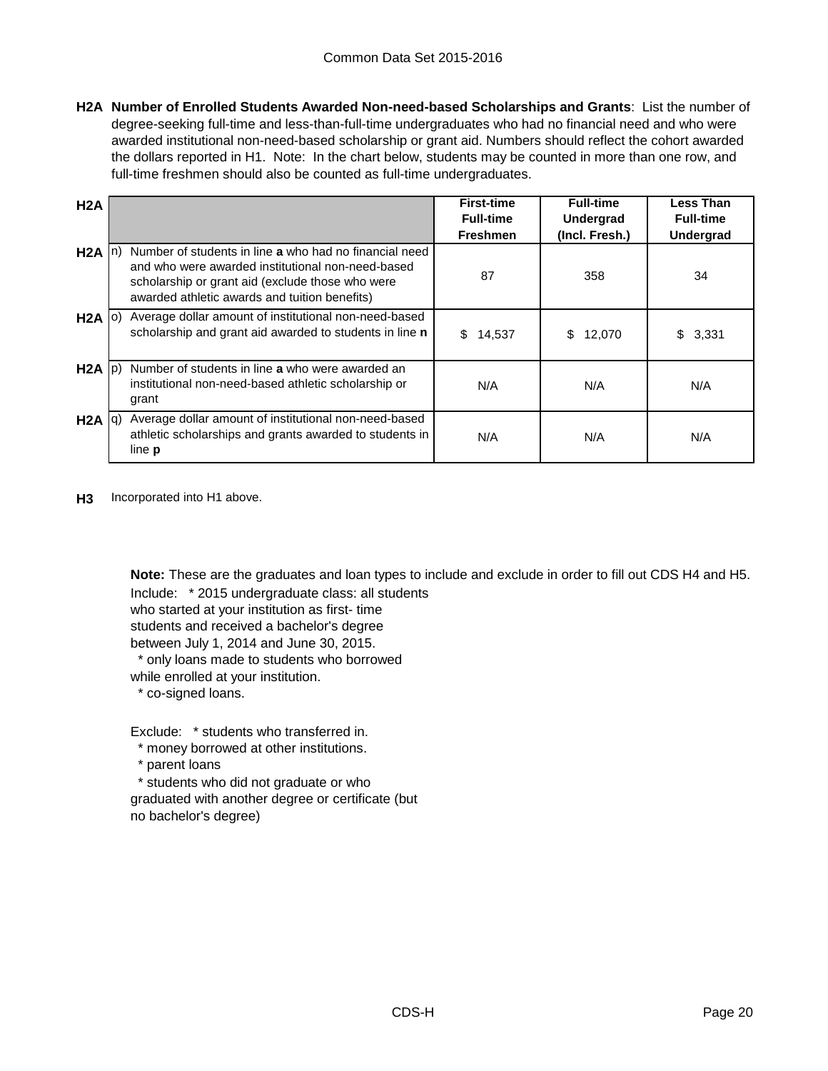**H2A Number of Enrolled Students Awarded Non-need-based Scholarships and Grants**: List the number of degree-seeking full-time and less-than-full-time undergraduates who had no financial need and who were awarded institutional non-need-based scholarship or grant aid. Numbers should reflect the cohort awarded the dollars reported in H1. Note: In the chart below, students may be counted in more than one row, and full-time freshmen should also be counted as full-time undergraduates.

| H2A | | | First-time Full-time Freshmen | Full-time Undergrad (Incl. Fresh.) | Less Than Full-time Undergrad |
|---|---|---|---|---|---|
| H2A | n) | Number of students in line **a** who had no financial need and who were awarded institutional non-need-based scholarship or grant aid (exclude those who were awarded athletic awards and tuition benefits) | 87 | 358 | 34 |
| H2A | o) | Average dollar amount of institutional non-need-based scholarship and grant aid awarded to students in line **n** | $ 14,537 | $ 12,070 | $ 3,331 |
| H2A | p) | Number of students in line **a** who were awarded an institutional non-need-based athletic scholarship or grant | N/A | N/A | N/A |
| H2A | q) | Average dollar amount of institutional non-need-based athletic scholarships and grants awarded to students in line **p** | N/A | N/A | N/A |

**H3** Incorporated into H1 above.

**Note:** These are the graduates and loan types to include and exclude in order to fill out CDS H4 and H5.

Include: * 2015 undergraduate class: all students who started at your institution as first- time students and received a bachelor's degree between July 1, 2014 and June 30, 2015.
* only loans made to students who borrowed while enrolled at your institution.
* co-signed loans.

Exclude: * students who transferred in.
* money borrowed at other institutions.
* parent loans
* students who did not graduate or who graduated with another degree or certificate (but no bachelor's degree)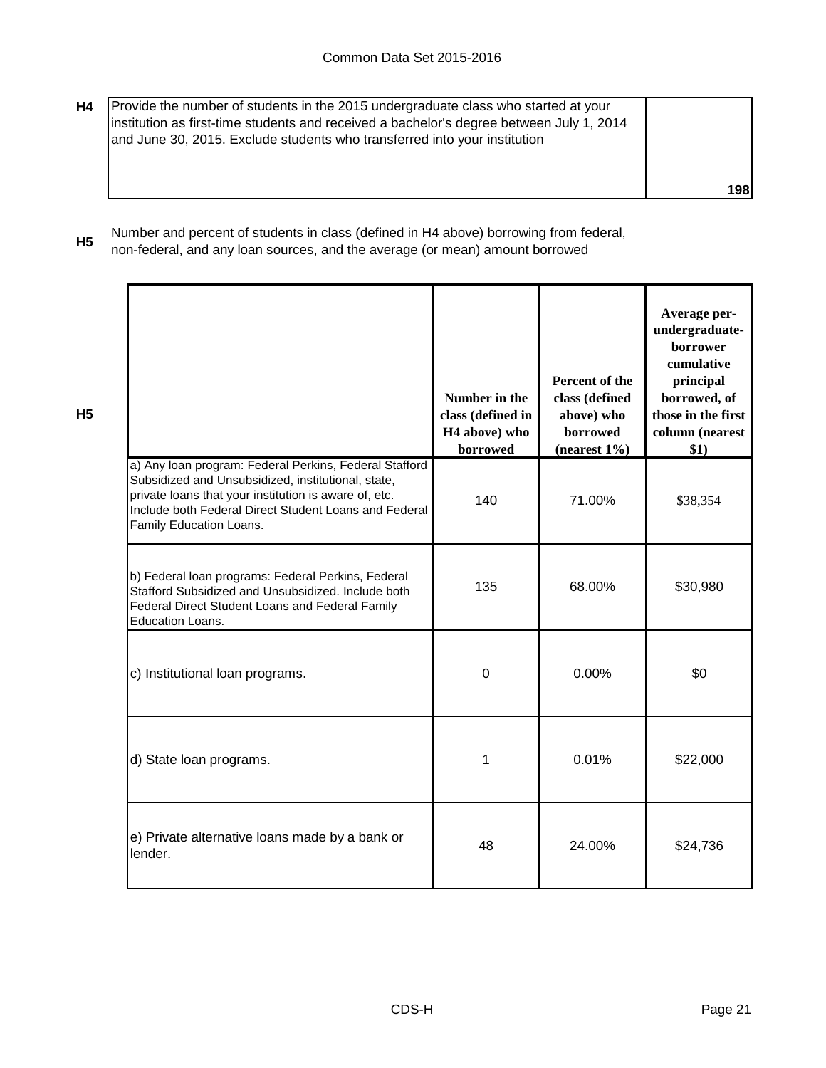**H4** Provide the number of students in the 2015 undergraduate class who started at your institution as first-time students and received a bachelor's degree between July 1, 2014 and June 30, 2015. Exclude students who transferred into your institution

| | |
|---|---|
| Provide the number of students in the 2015 undergraduate class who started at your institution as first-time students and received a bachelor's degree between July 1, 2014 and June 30, 2015. Exclude students who transferred into your institution | 198 |

**H5** Number and percent of students in class (defined in H4 above) borrowing from federal, non-federal, and any loan sources, and the average (or mean) amount borrowed

| | Number in the class (defined in H4 above) who borrowed | Percent of the class (defined above) who borrowed (nearest 1%) | Average per-undergraduate-borrower cumulative principal borrowed, of those in the first column (nearest $1) |
|---|---|---|---|
| a) Any loan program: Federal Perkins, Federal Stafford Subsidized and Unsubsidized, institutional, state, private loans that your institution is aware of, etc. Include both Federal Direct Student Loans and Federal Family Education Loans. | 140 | 71.00% | $38,354 |
| b) Federal loan programs: Federal Perkins, Federal Stafford Subsidized and Unsubsidized. Include both Federal Direct Student Loans and Federal Family Education Loans. | 135 | 68.00% | $30,980 |
| c) Institutional loan programs. | 0 | 0.00% | $0 |
| d) State loan programs. | 1 | 0.01% | $22,000 |
| e) Private alternative loans made by a bank or lender. | 48 | 24.00% | $24,736 |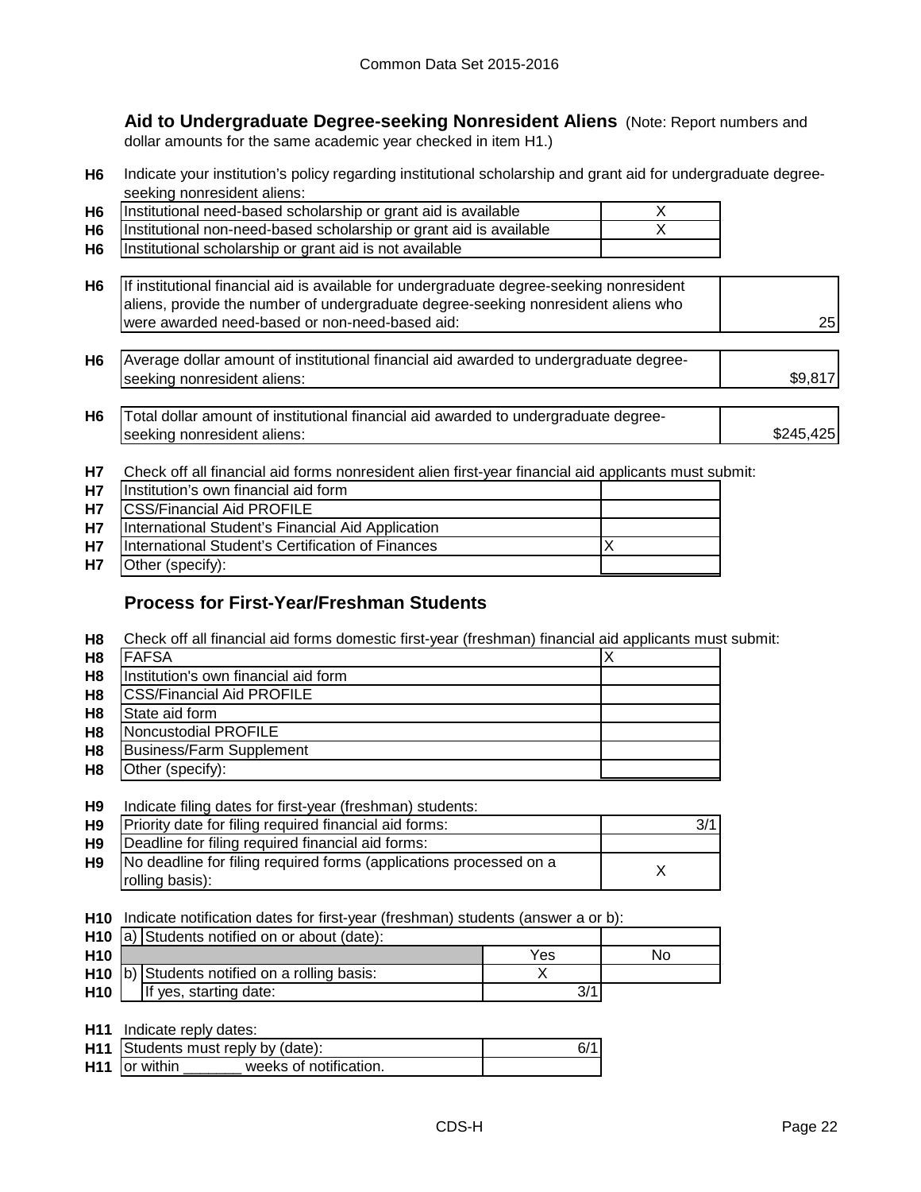## Aid to Undergraduate Degree-seeking Nonresident Aliens

(Note: Report numbers and dollar amounts for the same academic year checked in item H1.)

**H6** Indicate your institution's policy regarding institutional scholarship and grant aid for undergraduate degree-seeking nonresident aliens:

| | | |
|---|---|---|
| H6 | Institutional need-based scholarship or grant aid is available | X |
| H6 | Institutional non-need-based scholarship or grant aid is available | X |
| H6 | Institutional scholarship or grant aid is not available | |

| | | |
|---|---|---|
| H6 | If institutional financial aid is available for undergraduate degree-seeking nonresident aliens, provide the number of undergraduate degree-seeking nonresident aliens who were awarded need-based or non-need-based aid: | 25 |
| H6 | Average dollar amount of institutional financial aid awarded to undergraduate degree-seeking nonresident aliens: | $9,817 |
| H6 | Total dollar amount of institutional financial aid awarded to undergraduate degree-seeking nonresident aliens: | $245,425 |

**H7** Check off all financial aid forms nonresident alien first-year financial aid applicants must submit:

| | | |
|---|---|---|
| H7 | Institution's own financial aid form | |
| H7 | CSS/Financial Aid PROFILE | |
| H7 | International Student's Financial Aid Application | |
| H7 | International Student's Certification of Finances | X |
| H7 | Other (specify): | |

## Process for First-Year/Freshman Students

**H8** Check off all financial aid forms domestic first-year (freshman) financial aid applicants must submit:

| | | |
|---|---|---|
| H8 | FAFSA | X |
| H8 | Institution's own financial aid form | |
| H8 | CSS/Financial Aid PROFILE | |
| H8 | State aid form | |
| H8 | Noncustodial PROFILE | |
| H8 | Business/Farm Supplement | |
| H8 | Other (specify): | |

**H9** Indicate filing dates for first-year (freshman) students:

| | | |
|---|---|---|
| H9 | Priority date for filing required financial aid forms: | 3/1 |
| H9 | Deadline for filing required financial aid forms: | |
| H9 | No deadline for filing required forms (applications processed on a rolling basis): | X |

**H10** Indicate notification dates for first-year (freshman) students (answer a or b):

| | | | | |
|---|---|---|---|---|
| H10 | a) | Students notified on or about (date): | | |
| H10 | | | Yes | No |
| H10 | b) | Students notified on a rolling basis: | X | |
| H10 | | If yes, starting date: | 3/1 | |

**H11** Indicate reply dates:

| | | |
|---|---|---|
| H11 | Students must reply by (date): | 6/1 |
| H11 | or within _______ weeks of notification. | |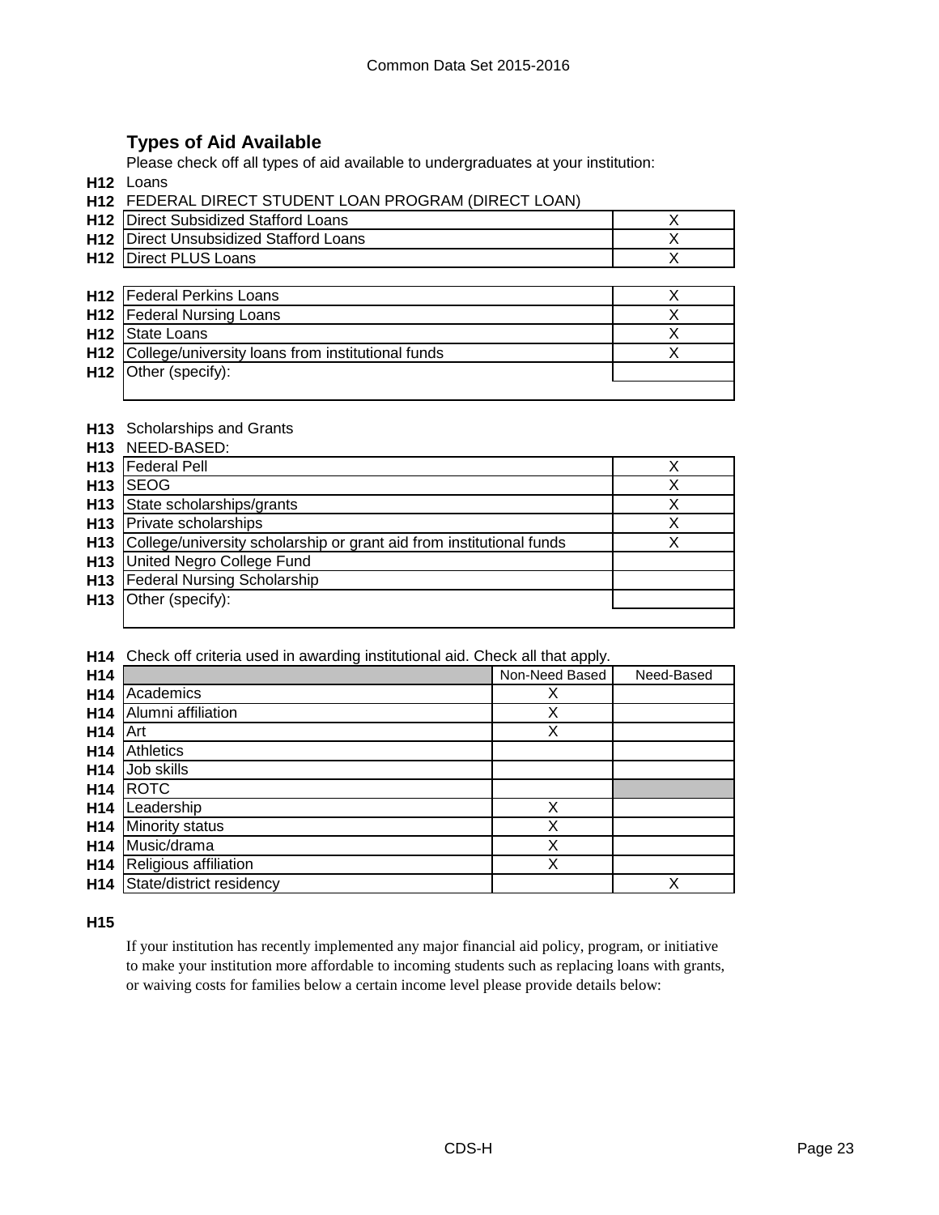## Types of Aid Available

Please check off all types of aid available to undergraduates at your institution:

**H12** Loans

**H12** FEDERAL DIRECT STUDENT LOAN PROGRAM (DIRECT LOAN)

| | | |
|---|---|---|
| **H12** | Direct Subsidized Stafford Loans | X |
| **H12** | Direct Unsubsidized Stafford Loans | X |
| **H12** | Direct PLUS Loans | X |

| | | |
|---|---|---|
| **H12** | Federal Perkins Loans | X |
| **H12** | Federal Nursing Loans | X |
| **H12** | State Loans | X |
| **H12** | College/university loans from institutional funds | X |
| **H12** | Other (specify): | |

**H13** Scholarships and Grants

**H13** NEED-BASED:

| | | |
|---|---|---|
| **H13** | Federal Pell | X |
| **H13** | SEOG | X |
| **H13** | State scholarships/grants | X |
| **H13** | Private scholarships | X |
| **H13** | College/university scholarship or grant aid from institutional funds | X |
| **H13** | United Negro College Fund | |
| **H13** | Federal Nursing Scholarship | |
| **H13** | Other (specify): | |

**H14** Check off criteria used in awarding institutional aid. Check all that apply.

| | | Non-Need Based | Need-Based |
|---|---|---|---|
| **H14** | Academics | X | |
| **H14** | Alumni affiliation | X | |
| **H14** | Art | X | |
| **H14** | Athletics | | |
| **H14** | Job skills | | |
| **H14** | ROTC | | |
| **H14** | Leadership | X | |
| **H14** | Minority status | X | |
| **H14** | Music/drama | X | |
| **H14** | Religious affiliation | X | |
| **H14** | State/district residency | | X |

**H15**

If your institution has recently implemented any major financial aid policy, program, or initiative to make your institution more affordable to incoming students such as replacing loans with grants, or waiving costs for families below a certain income level please provide details below: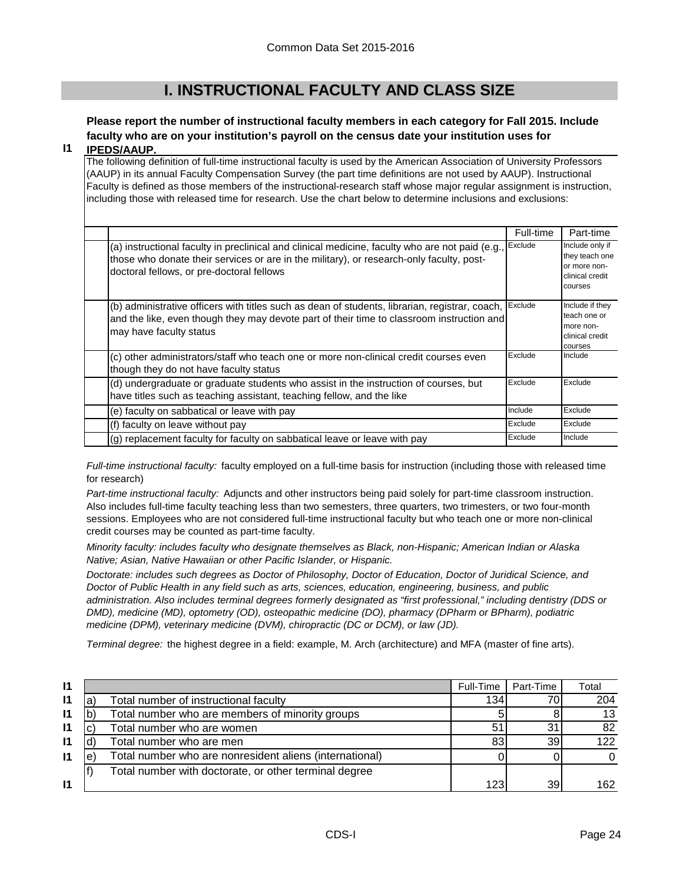## I. INSTRUCTIONAL FACULTY AND CLASS SIZE

**I1** **Please report the number of instructional faculty members in each category for Fall 2015. Include faculty who are on your institution's payroll on the census date your institution uses for IPEDS/AAUP.**

The following definition of full-time instructional faculty is used by the American Association of University Professors (AAUP) in its annual Faculty Compensation Survey (the part time definitions are not used by AAUP). Instructional Faculty is defined as those members of the instructional-research staff whose major regular assignment is instruction, including those with released time for research. Use the chart below to determine inclusions and exclusions:

| | Full-time | Part-time |
|---|---|---|
| (a) instructional faculty in preclinical and clinical medicine, faculty who are not paid (e.g., those who donate their services or are in the military), or research-only faculty, post-doctoral fellows, or pre-doctoral fellows | Exclude | Include only if they teach one or more non-clinical credit courses |
| (b) administrative officers with titles such as dean of students, librarian, registrar, coach, and the like, even though they may devote part of their time to classroom instruction and may have faculty status | Exclude | Include if they teach one or more non-clinical credit courses |
| (c) other administrators/staff who teach one or more non-clinical credit courses even though they do not have faculty status | Exclude | Include |
| (d) undergraduate or graduate students who assist in the instruction of courses, but have titles such as teaching assistant, teaching fellow, and the like | Exclude | Exclude |
| (e) faculty on sabbatical or leave with pay | Include | Exclude |
| (f) faculty on leave without pay | Exclude | Exclude |
| (g) replacement faculty for faculty on sabbatical leave or leave with pay | Exclude | Include |

*Full-time instructional faculty:* faculty employed on a full-time basis for instruction (including those with released time for research)

*Part-time instructional faculty:* Adjuncts and other instructors being paid solely for part-time classroom instruction. Also includes full-time faculty teaching less than two semesters, three quarters, two trimesters, or two four-month sessions. Employees who are not considered full-time instructional faculty but who teach one or more non-clinical credit courses may be counted as part-time faculty.

*Minority faculty: includes faculty who designate themselves as Black, non-Hispanic; American Indian or Alaska Native; Asian, Native Hawaiian or other Pacific Islander, or Hispanic.*

*Doctorate: includes such degrees as Doctor of Philosophy, Doctor of Education, Doctor of Juridical Science, and Doctor of Public Health in any field such as arts, sciences, education, engineering, business, and public administration. Also includes terminal degrees formerly designated as "first professional," including dentistry (DDS or DMD), medicine (MD), optometry (OD), osteopathic medicine (DO), pharmacy (DPharm or BPharm), podiatric medicine (DPM), veterinary medicine (DVM), chiropractic (DC or DCM), or law (JD).*

*Terminal degree:* the highest degree in a field: example, M. Arch (architecture) and MFA (master of fine arts).

| | | | Full-Time | Part-Time | Total |
|---|---|---|---|---|---|
| I1 | a) | Total number of instructional faculty | 134 | 70 | 204 |
| I1 | b) | Total number who are members of minority groups | 5 | 8 | 13 |
| I1 | c) | Total number who are women | 51 | 31 | 82 |
| I1 | d) | Total number who are men | 83 | 39 | 122 |
| I1 | e) | Total number who are nonresident aliens (international) | 0 | 0 | 0 |
| I1 | f) | Total number with doctorate, or other terminal degree | 123 | 39 | 162 |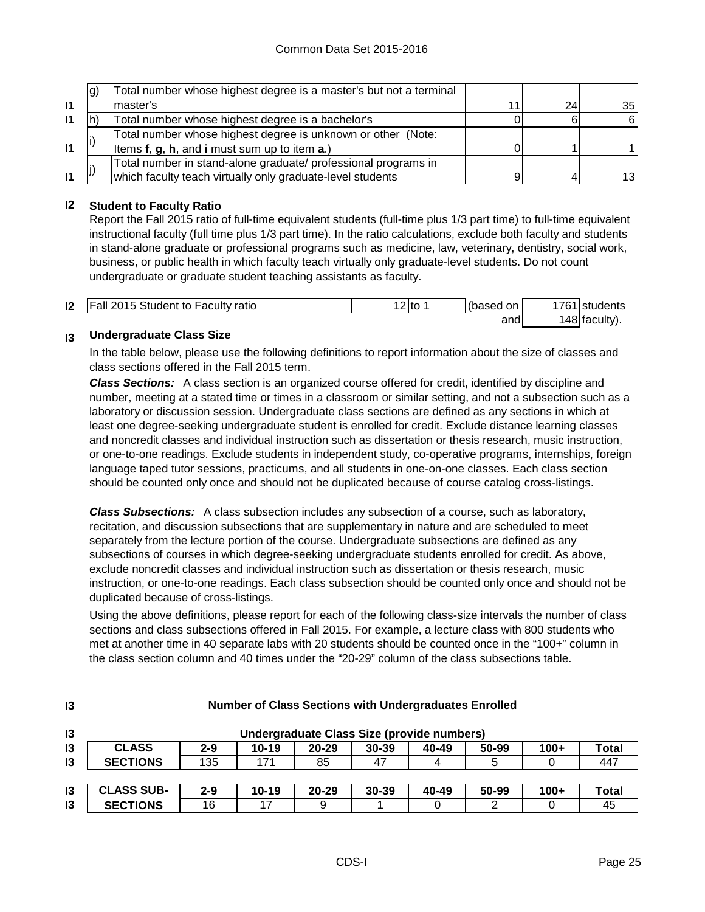| | | | | | |
|---|---|---|---|---|---|
| I1 | g) | Total number whose highest degree is a master's but not a terminal master's | 11 | 24 | 35 |
| I1 | h) | Total number whose highest degree is a bachelor's | 0 | 6 | 6 |
| I1 | i) | Total number whose highest degree is unknown or other (Note: Items **f**, **g**, **h**, and **i** must sum up to item **a**.) | 0 | 1 | 1 |
| I1 | j) | Total number in stand-alone graduate/ professional programs in which faculty teach virtually only graduate-level students | 9 | 4 | 13 |

**I2 Student to Faculty Ratio**

Report the Fall 2015 ratio of full-time equivalent students (full-time plus 1/3 part time) to full-time equivalent instructional faculty (full time plus 1/3 part time). In the ratio calculations, exclude both faculty and students in stand-alone graduate or professional programs such as medicine, law, veterinary, dentistry, social work, business, or public health in which faculty teach virtually only graduate-level students. Do not count undergraduate or graduate student teaching assistants as faculty.

| | | | | | |
|---|---|---|---|---|---|
| I2 | Fall 2015 Student to Faculty ratio | 12 to 1 | (based on | 1761 | students |
| | | | and | 148 | faculty). |

**I3 Undergraduate Class Size**

In the table below, please use the following definitions to report information about the size of classes and class sections offered in the Fall 2015 term.

***Class Sections:*** A class section is an organized course offered for credit, identified by discipline and number, meeting at a stated time or times in a classroom or similar setting, and not a subsection such as a laboratory or discussion session. Undergraduate class sections are defined as any sections in which at least one degree-seeking undergraduate student is enrolled for credit. Exclude distance learning classes and noncredit classes and individual instruction such as dissertation or thesis research, music instruction, or one-to-one readings. Exclude students in independent study, co-operative programs, internships, foreign language taped tutor sessions, practicums, and all students in one-on-one classes. Each class section should be counted only once and should not be duplicated because of course catalog cross-listings.

***Class Subsections:*** A class subsection includes any subsection of a course, such as laboratory, recitation, and discussion subsections that are supplementary in nature and are scheduled to meet separately from the lecture portion of the course. Undergraduate subsections are defined as any subsections of courses in which degree-seeking undergraduate students enrolled for credit. As above, exclude noncredit classes and individual instruction such as dissertation or thesis research, music instruction, or one-to-one readings. Each class subsection should be counted only once and should not be duplicated because of cross-listings.

Using the above definitions, please report for each of the following class-size intervals the number of class sections and class subsections offered in Fall 2015. For example, a lecture class with 800 students who met at another time in 40 separate labs with 20 students should be counted once in the "100+" column in the class section column and 40 times under the "20-29" column of the class subsections table.

**I3 Number of Class Sections with Undergraduates Enrolled**

**Undergraduate Class Size (provide numbers)**

| CLASS | 2-9 | 10-19 | 20-29 | 30-39 | 40-49 | 50-99 | 100+ | Total |
|---|---|---|---|---|---|---|---|---|
| SECTIONS | 135 | 171 | 85 | 47 | 4 | 5 | 0 | 447 |

| CLASS SUB- | 2-9 | 10-19 | 20-29 | 30-39 | 40-49 | 50-99 | 100+ | Total |
|---|---|---|---|---|---|---|---|---|
| SECTIONS | 16 | 17 | 9 | 1 | 0 | 2 | 0 | 45 |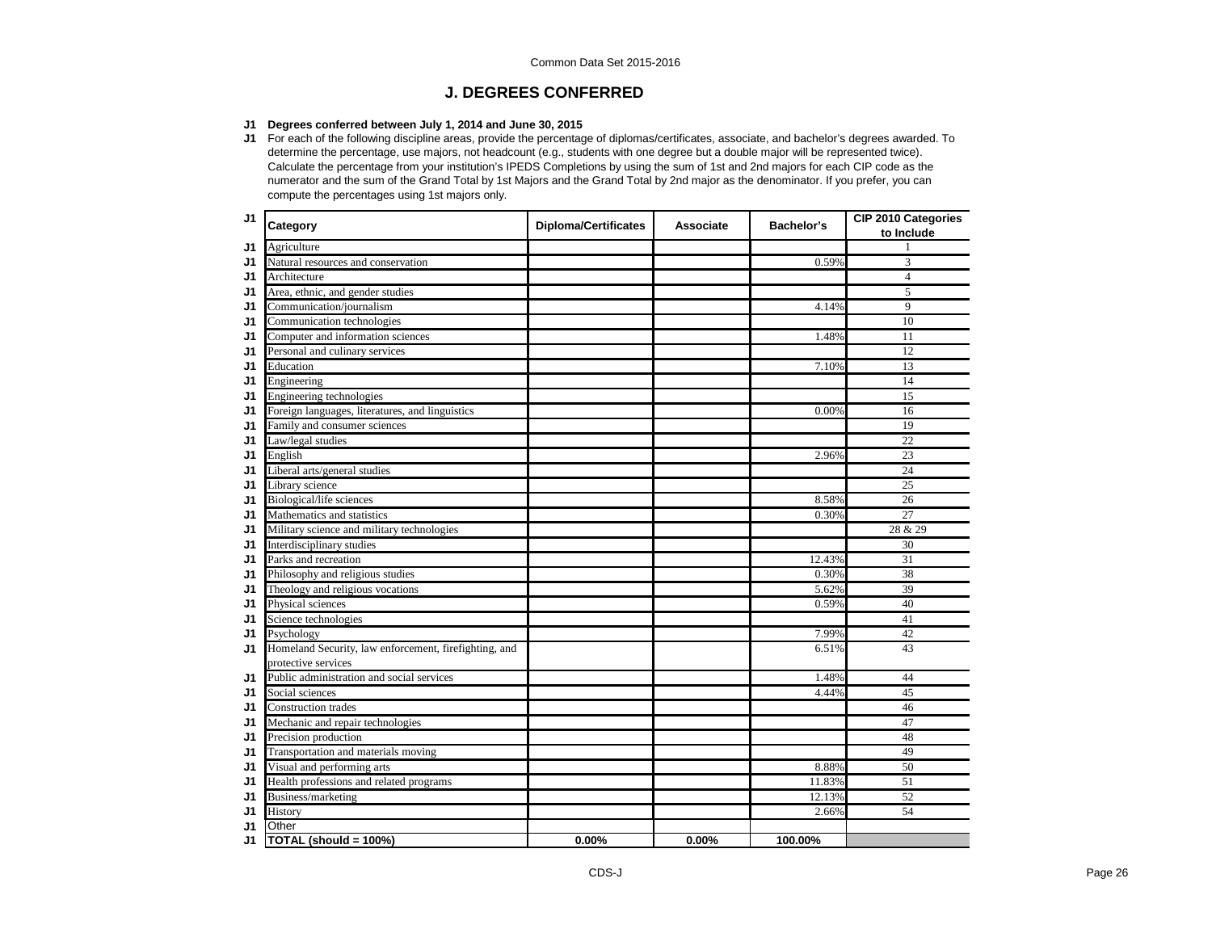Common Data Set 2015-2016

## J. DEGREES CONFERRED

**J1 Degrees conferred between July 1, 2014 and June 30, 2015**

J1 For each of the following discipline areas, provide the percentage of diplomas/certificates, associate, and bachelor's degrees awarded. To determine the percentage, use majors, not headcount (e.g., students with one degree but a double major will be represented twice). Calculate the percentage from your institution's IPEDS Completions by using the sum of 1st and 2nd majors for each CIP code as the numerator and the sum of the Grand Total by 1st Majors and the Grand Total by 2nd major as the denominator. If you prefer, you can compute the percentages using 1st majors only.

| | Category | Diploma/Certificates | Associate | Bachelor's | CIP 2010 Categories to Include |
|---|---|---|---|---|---|
| J1 | Agriculture | | | | 1 |
| J1 | Natural resources and conservation | | | 0.59% | 3 |
| J1 | Architecture | | | | 4 |
| J1 | Area, ethnic, and gender studies | | | | 5 |
| J1 | Communication/journalism | | | 4.14% | 9 |
| J1 | Communication technologies | | | | 10 |
| J1 | Computer and information sciences | | | 1.48% | 11 |
| J1 | Personal and culinary services | | | | 12 |
| J1 | Education | | | 7.10% | 13 |
| J1 | Engineering | | | | 14 |
| J1 | Engineering technologies | | | | 15 |
| J1 | Foreign languages, literatures, and linguistics | | | 0.00% | 16 |
| J1 | Family and consumer sciences | | | | 19 |
| J1 | Law/legal studies | | | | 22 |
| J1 | English | | | 2.96% | 23 |
| J1 | Liberal arts/general studies | | | | 24 |
| J1 | Library science | | | | 25 |
| J1 | Biological/life sciences | | | 8.58% | 26 |
| J1 | Mathematics and statistics | | | 0.30% | 27 |
| J1 | Military science and military technologies | | | | 28 & 29 |
| J1 | Interdisciplinary studies | | | | 30 |
| J1 | Parks and recreation | | | 12.43% | 31 |
| J1 | Philosophy and religious studies | | | 0.30% | 38 |
| J1 | Theology and religious vocations | | | 5.62% | 39 |
| J1 | Physical sciences | | | 0.59% | 40 |
| J1 | Science technologies | | | | 41 |
| J1 | Psychology | | | 7.99% | 42 |
| J1 | Homeland Security, law enforcement, firefighting, and protective services | | | 6.51% | 43 |
| J1 | Public administration and social services | | | 1.48% | 44 |
| J1 | Social sciences | | | 4.44% | 45 |
| J1 | Construction trades | | | | 46 |
| J1 | Mechanic and repair technologies | | | | 47 |
| J1 | Precision production | | | | 48 |
| J1 | Transportation and materials moving | | | | 49 |
| J1 | Visual and performing arts | | | 8.88% | 50 |
| J1 | Health professions and related programs | | | 11.83% | 51 |
| J1 | Business/marketing | | | 12.13% | 52 |
| J1 | History | | | 2.66% | 54 |
| J1 | Other | | | | |
| J1 | **TOTAL (should = 100%)** | **0.00%** | **0.00%** | **100.00%** | |

CDS-J